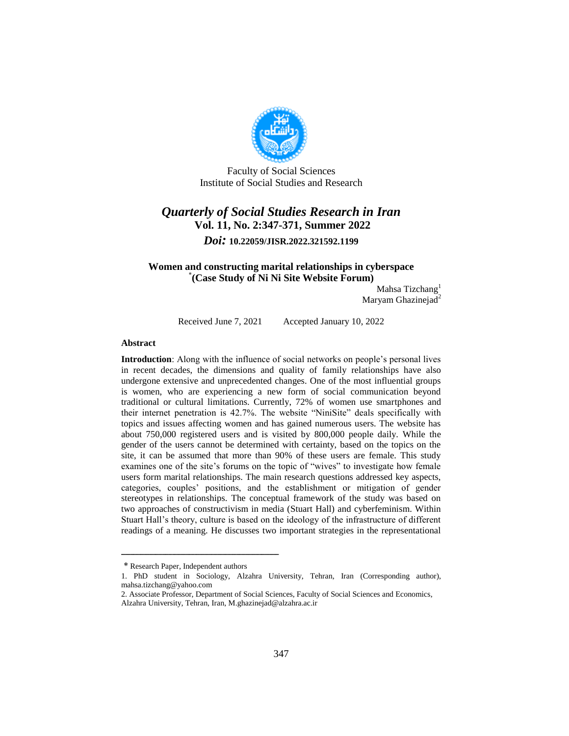Faculty of Social Sciences
Institute of Social Studies and Research

# *Quarterly of Social Studies Research in Iran*

**Vol. 11, No. 2:347-371, Summer 2022**

***Doi:*** **10.22059/JISR.2022.321592.1199**

## Women and constructing marital relationships in cyberspace (Case Study of Ni Ni Site Website Forum)[*]

Mahsa Tizchang[1]
Maryam Ghazinejad[2]

Received June 7, 2021 Accepted January 10, 2022

### Abstract

**Introduction**: Along with the influence of social networks on people's personal lives in recent decades, the dimensions and quality of family relationships have also undergone extensive and unprecedented changes. One of the most influential groups is women, who are experiencing a new form of social communication beyond traditional or cultural limitations. Currently, 72% of women use smartphones and their internet penetration is 42.7%. The website "NiniSite" deals specifically with topics and issues affecting women and has gained numerous users. The website has about 750,000 registered users and is visited by 800,000 people daily. While the gender of the users cannot be determined with certainty, based on the topics on the site, it can be assumed that more than 90% of these users are female. This study examines one of the site's forums on the topic of "wives" to investigate how female users form marital relationships. The main research questions addressed key aspects, categories, couples' positions, and the establishment or mitigation of gender stereotypes in relationships. The conceptual framework of the study was based on two approaches of constructivism in media (Stuart Hall) and cyberfeminism. Within Stuart Hall's theory, culture is based on the ideology of the infrastructure of different readings of a meaning. He discusses two important strategies in the representational

---

[*] Research Paper, Independent authors

1. PhD student in Sociology, Alzahra University, Tehran, Iran (Corresponding author), mahsa.tizchang@yahoo.com

2. Associate Professor, Department of Social Sciences, Faculty of Social Sciences and Economics, Alzahra University, Tehran, Iran, M.ghazinejad@alzahra.ac.ir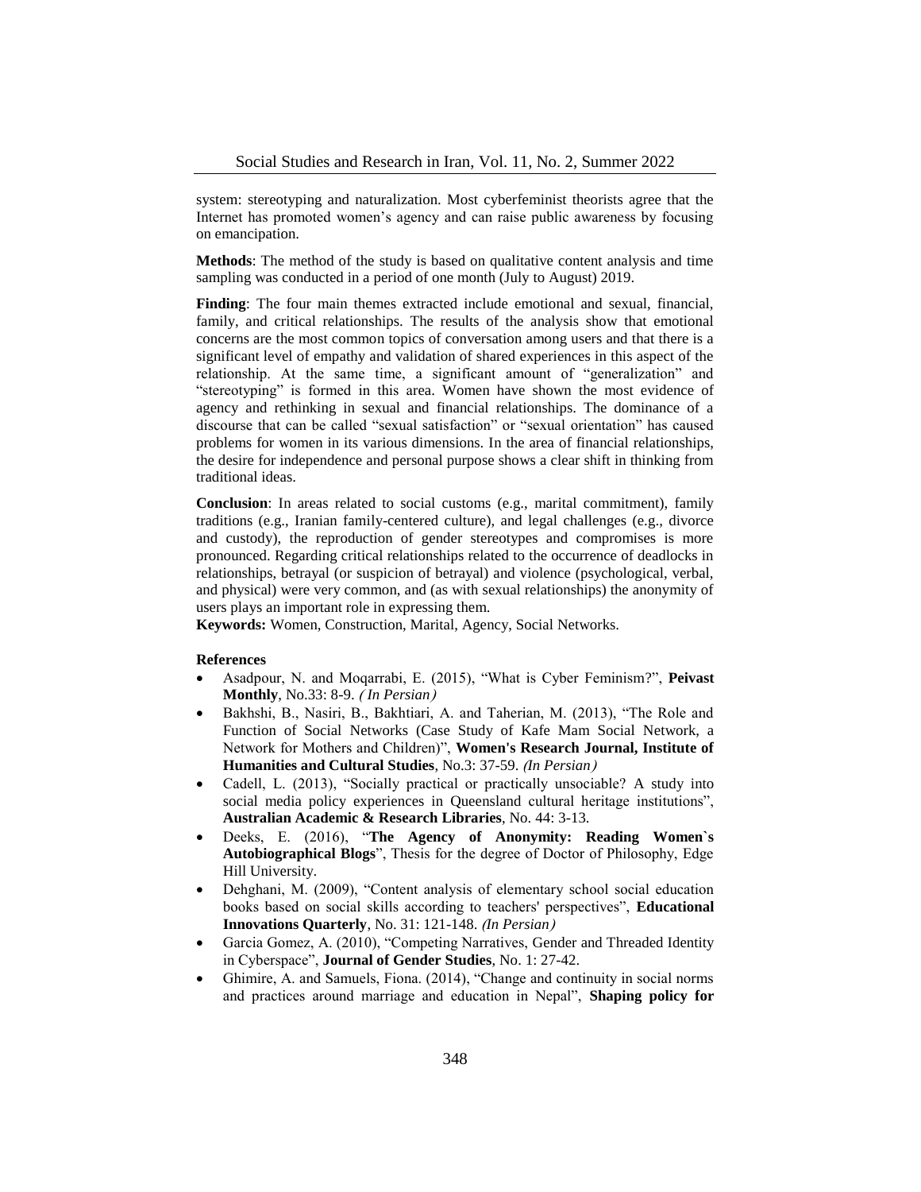system: stereotyping and naturalization. Most cyberfeminist theorists agree that the Internet has promoted women's agency and can raise public awareness by focusing on emancipation.

**Methods**: The method of the study is based on qualitative content analysis and time sampling was conducted in a period of one month (July to August) 2019.

**Finding**: The four main themes extracted include emotional and sexual, financial, family, and critical relationships. The results of the analysis show that emotional concerns are the most common topics of conversation among users and that there is a significant level of empathy and validation of shared experiences in this aspect of the relationship. At the same time, a significant amount of "generalization" and "stereotyping" is formed in this area. Women have shown the most evidence of agency and rethinking in sexual and financial relationships. The dominance of a discourse that can be called "sexual satisfaction" or "sexual orientation" has caused problems for women in its various dimensions. In the area of financial relationships, the desire for independence and personal purpose shows a clear shift in thinking from traditional ideas.

**Conclusion**: In areas related to social customs (e.g., marital commitment), family traditions (e.g., Iranian family-centered culture), and legal challenges (e.g., divorce and custody), the reproduction of gender stereotypes and compromises is more pronounced. Regarding critical relationships related to the occurrence of deadlocks in relationships, betrayal (or suspicion of betrayal) and violence (psychological, verbal, and physical) were very common, and (as with sexual relationships) the anonymity of users plays an important role in expressing them.

**Keywords:** Women, Construction, Marital, Agency, Social Networks.

**References**

- Asadpour, N. and Moqarrabi, E. (2015), "What is Cyber Feminism?", **Peivast Monthly**, No.33: 8-9. *(In Persian)*
- Bakhshi, B., Nasiri, B., Bakhtiari, A. and Taherian, M. (2013), "The Role and Function of Social Networks (Case Study of Kafe Mam Social Network, a Network for Mothers and Children)", **Women's Research Journal, Institute of Humanities and Cultural Studies**, No.3: 37-59. *(In Persian)*
- Cadell, L. (2013), "Socially practical or practically unsociable? A study into social media policy experiences in Queensland cultural heritage institutions", **Australian Academic & Research Libraries**, No. 44: 3-13.
- Deeks, E. (2016), "**The Agency of Anonymity: Reading Women`s Autobiographical Blogs**", Thesis for the degree of Doctor of Philosophy, Edge Hill University.
- Dehghani, M. (2009), "Content analysis of elementary school social education books based on social skills according to teachers' perspectives", **Educational Innovations Quarterly**, No. 31: 121-148. *(In Persian)*
- Garcia Gomez, A. (2010), "Competing Narratives, Gender and Threaded Identity in Cyberspace", **Journal of Gender Studies**, No. 1: 27-42.
- Ghimire, A. and Samuels, Fiona. (2014), "Change and continuity in social norms and practices around marriage and education in Nepal", **Shaping policy for**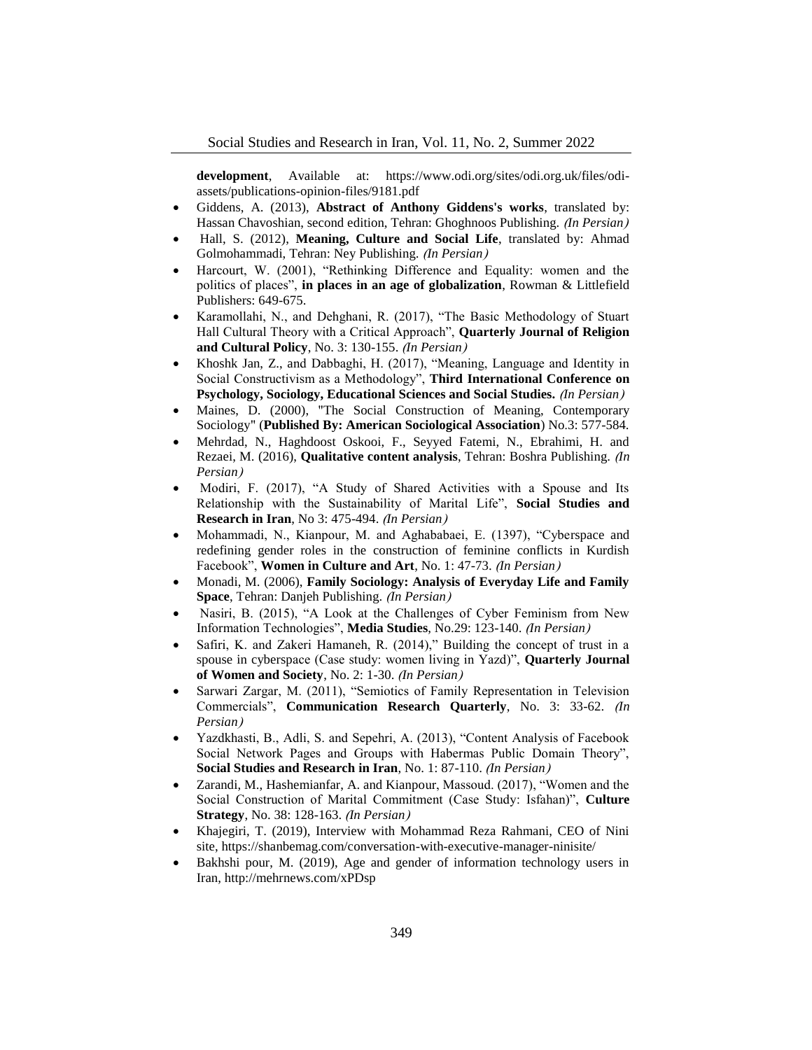**development**, Available at: https://www.odi.org/sites/odi.org.uk/files/odi-assets/publications-opinion-files/9181.pdf

- Giddens, A. (2013), **Abstract of Anthony Giddens's works**, translated by: Hassan Chavoshian, second edition, Tehran: Ghoghnoos Publishing. *(In Persian)*
- Hall, S. (2012), **Meaning, Culture and Social Life**, translated by: Ahmad Golmohammadi, Tehran: Ney Publishing. *(In Persian)*
- Harcourt, W. (2001), "Rethinking Difference and Equality: women and the politics of places", **in places in an age of globalization**, Rowman & Littlefield Publishers: 649-675.
- Karamollahi, N., and Dehghani, R. (2017), "The Basic Methodology of Stuart Hall Cultural Theory with a Critical Approach", **Quarterly Journal of Religion and Cultural Policy**, No. 3: 130-155. *(In Persian)*
- Khoshk Jan, Z., and Dabbaghi, H. (2017), "Meaning, Language and Identity in Social Constructivism as a Methodology", **Third International Conference on Psychology, Sociology, Educational Sciences and Social Studies.** *(In Persian)*
- Maines, D. (2000), "The Social Construction of Meaning, Contemporary Sociology" (**Published By: American Sociological Association**) No.3: 577-584.
- Mehrdad, N., Haghdoost Oskooi, F., Seyyed Fatemi, N., Ebrahimi, H. and Rezaei, M. (2016), **Qualitative content analysis**, Tehran: Boshra Publishing. *(In Persian)*
- Modiri, F. (2017), "A Study of Shared Activities with a Spouse and Its Relationship with the Sustainability of Marital Life", **Social Studies and Research in Iran**, No 3: 475-494. *(In Persian)*
- Mohammadi, N., Kianpour, M. and Aghababaei, E. (1397), "Cyberspace and redefining gender roles in the construction of feminine conflicts in Kurdish Facebook", **Women in Culture and Art**, No. 1: 47-73. *(In Persian)*
- Monadi, M. (2006), **Family Sociology: Analysis of Everyday Life and Family Space**, Tehran: Danjeh Publishing. *(In Persian)*
- Nasiri, B. (2015), "A Look at the Challenges of Cyber Feminism from New Information Technologies", **Media Studies**, No.29: 123-140. *(In Persian)*
- Safiri, K. and Zakeri Hamaneh, R. (2014)," Building the concept of trust in a spouse in cyberspace (Case study: women living in Yazd)", **Quarterly Journal of Women and Society**, No. 2: 1-30. *(In Persian)*
- Sarwari Zargar, M. (2011), "Semiotics of Family Representation in Television Commercials", **Communication Research Quarterly**, No. 3: 33-62. *(In Persian)*
- Yazdkhasti, B., Adli, S. and Sepehri, A. (2013), "Content Analysis of Facebook Social Network Pages and Groups with Habermas Public Domain Theory", **Social Studies and Research in Iran**, No. 1: 87-110. *(In Persian)*
- Zarandi, M., Hashemianfar, A. and Kianpour, Massoud. (2017), "Women and the Social Construction of Marital Commitment (Case Study: Isfahan)", **Culture Strategy**, No. 38: 128-163. *(In Persian)*
- Khajegiri, T. (2019), Interview with Mohammad Reza Rahmani, CEO of Nini site, https://shanbemag.com/conversation-with-executive-manager-ninisite/
- Bakhshi pour, M. (2019), Age and gender of information technology users in Iran, http://mehrnews.com/xPDsp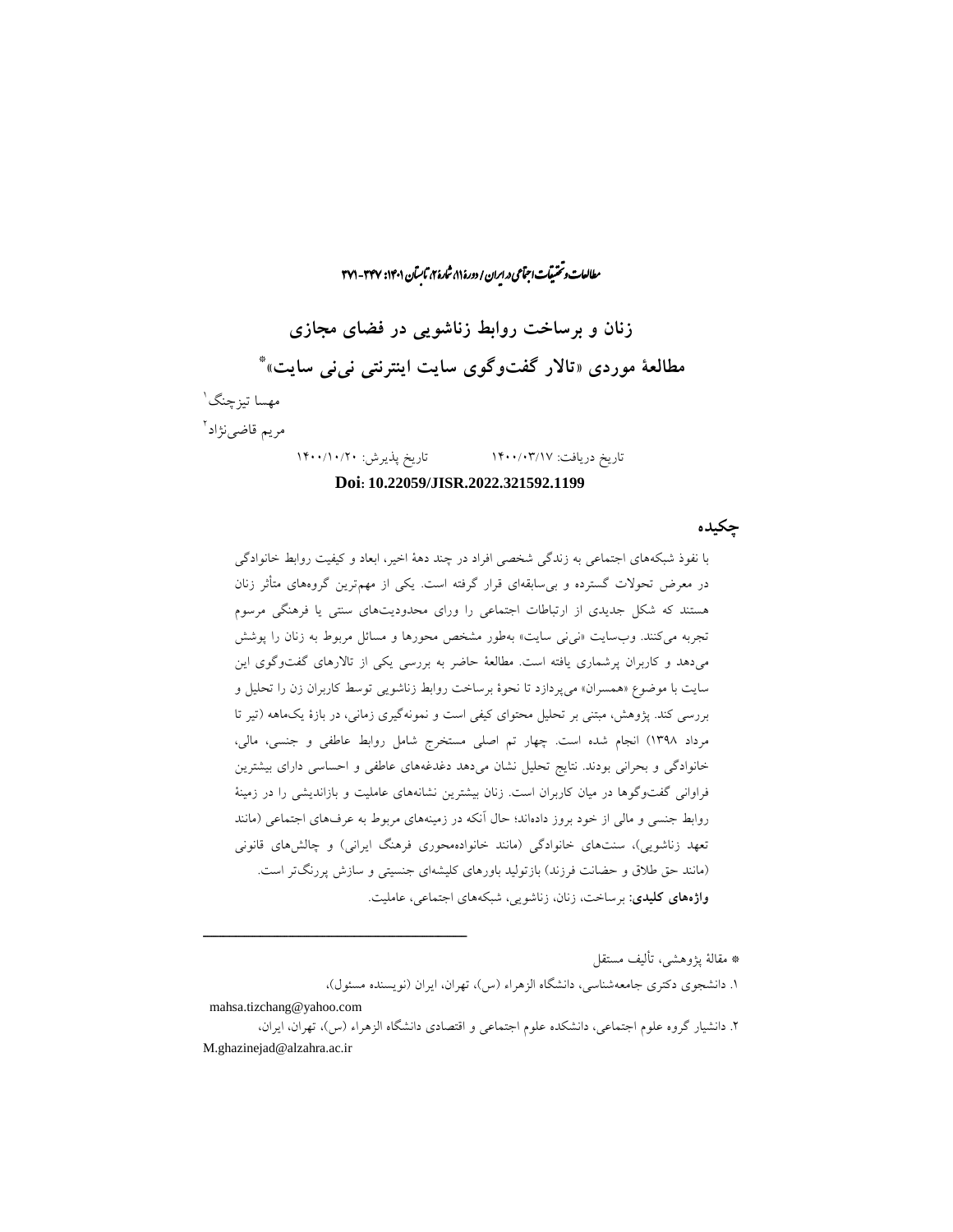# زنان و برساخت روابط زناشویی در فضای مجازی

## مطالعهٔ موردی «تالار گفت‌وگوی سایت اینترنتی نی‌نی سایت»*

مهسا تیزچنگ[1]

مریم قاضی‌نژاد[2]

تاریخ دریافت: ۱۴۰۰/۰۳/۱۷ تاریخ پذیرش: ۱۴۰۰/۱۰/۲۰

**Doi: 10.22059/JISR.2022.321592.1199**

## چکیده

با نفوذ شبکه‌های اجتماعی به زندگی شخصی افراد در چند دههٔ اخیر، ابعاد و کیفیت روابط خانوادگی در معرض تحولات گسترده و بی‌سابقه‌ای قرار گرفته است. یکی از مهم‌ترین گروه‌های متأثر زنان هستند که شکل جدیدی از ارتباطات اجتماعی را ورای محدودیت‌های سنتی یا فرهنگی مرسوم تجربه می‌کنند. وب‌سایت «نی‌نی سایت» به‌طور مشخص محورها و مسائل مربوط به زنان را پوشش می‌دهد و کاربران پرشماری یافته است. مطالعهٔ حاضر به بررسی یکی از تالارهای گفت‌وگوی این سایت با موضوع «همسران» می‌پردازد تا نحوهٔ برساخت روابط زناشویی توسط کاربران زن را تحلیل و بررسی کند. پژوهش، مبتنی بر تحلیل محتوای کیفی است و نمونه‌گیری زمانی، در بازهٔ یک‌ماهه (تیر تا مرداد ۱۳۹۸) انجام شده است. چهار تم اصلی مستخرج شامل روابط عاطفی و جنسی، مالی، خانوادگی و بحرانی بودند. نتایج تحلیل نشان می‌دهد دغدغه‌های عاطفی و احساسی دارای بیشترین فراوانی گفت‌وگوها در میان کاربران است. زنان بیشترین نشانه‌های عاملیت و بازاندیشی را در زمینهٔ روابط جنسی و مالی از خود بروز داده‌اند؛ حال آنکه در زمینه‌های مربوط به عرف‌های اجتماعی (مانند تعهد زناشویی)، سنت‌های خانوادگی (مانند خانواده‌محوری فرهنگ ایرانی) و چالش‌های قانونی (مانند حق طلاق و حضانت فرزند) بازتولید باورهای کلیشه‌ای جنسیتی و سازش پررنگ‌تر است.

**واژه‌های کلیدی:** برساخت، زنان، زناشویی، شبکه‌های اجتماعی، عاملیت.

---

* مقالهٔ پژوهشی، تألیف مستقل

۱. دانشجوی دکتری جامعه‌شناسی، دانشگاه الزهراء (س)، تهران، ایران (نویسنده مسئول)، mahsa.tizchang@yahoo.com

۲. دانشیار گروه علوم اجتماعی، دانشکده علوم اجتماعی و اقتصادی دانشگاه الزهراء (س)، تهران، ایران، M.ghazinejad@alzahra.ac.ir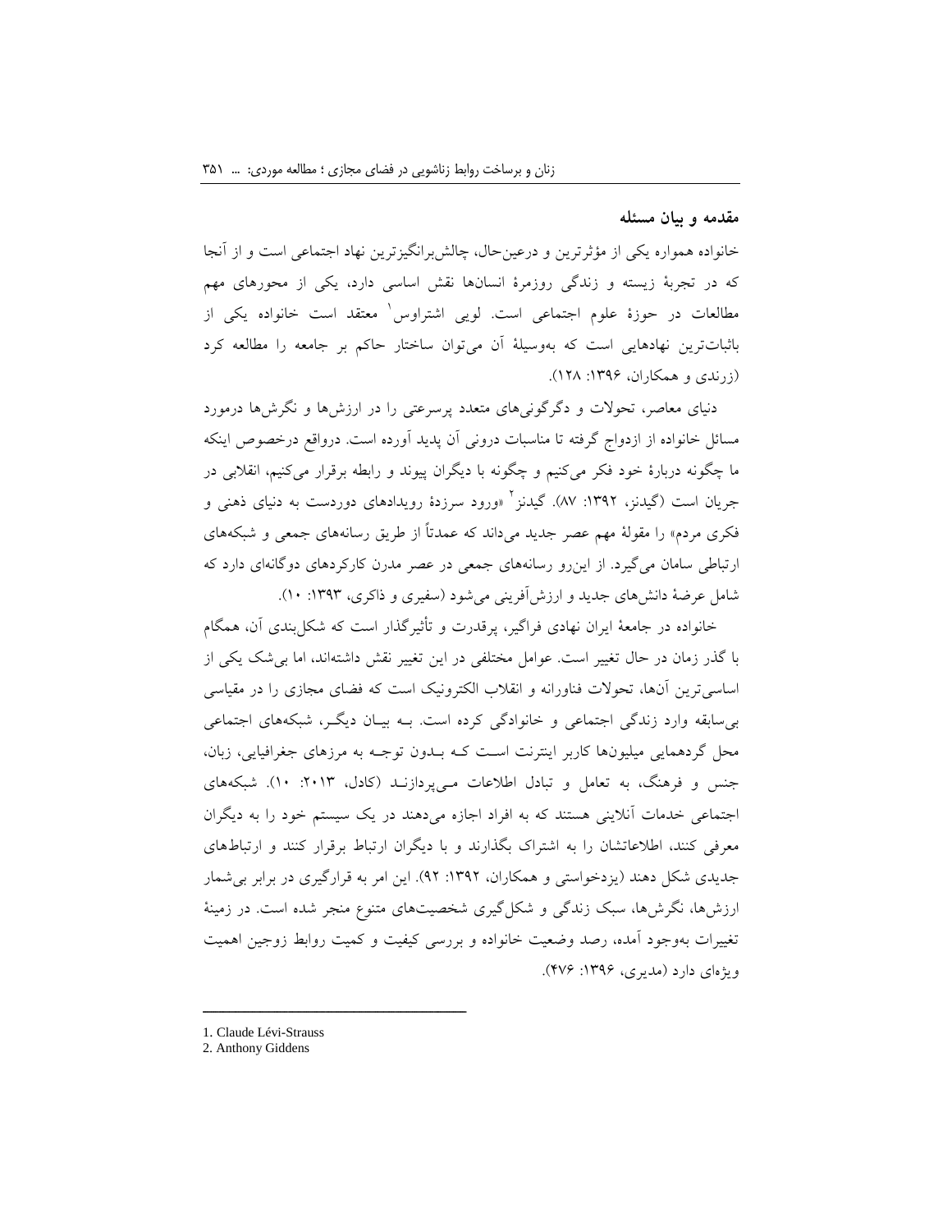## مقدمه و بیان مسئله

خانواده همواره یکی از مؤثرترین و درعین‌حال، چالش‌برانگیزترین نهاد اجتماعی است و از آنجا که در تجربهٔ زیسته و زندگی روزمرهٔ انسان‌ها نقش اساسی دارد، یکی از محورهای مهم مطالعات در حوزهٔ علوم اجتماعی است. لویی اشتراوس[1] معتقد است خانواده یکی از باثبات‌ترین نهادهایی است که به‌وسیلهٔ آن می‌توان ساختار حاکم بر جامعه را مطالعه کرد (زرندی و همکاران، ۱۳۹۶: ۱۲۸).

دنیای معاصر، تحولات و دگرگونی‌های متعدد پرسرعتی را در ارزش‌ها و نگرش‌ها درمورد مسائل خانواده از ازدواج گرفته تا مناسبات درونی آن پدید آورده است. درواقع درخصوص اینکه ما چگونه دربارهٔ خود فکر می‌کنیم و چگونه با دیگران پیوند و رابطه برقرار می‌کنیم، انقلابی در جریان است (گیدنز، ۱۳۹۲: ۸۷). گیدنز[2] «ورود سرزدهٔ رویدادهای دوردست به دنیای ذهنی و فکری مردم» را مقولهٔ مهم عصر جدید می‌داند که عمدتاً از طریق رسانه‌های جمعی و شبکه‌های ارتباطی سامان می‌گیرد. از این‌رو رسانه‌های جمعی در عصر مدرن کارکردهای دوگانه‌ای دارد که شامل عرضهٔ دانش‌های جدید و ارزش‌آفرینی می‌شود (سفیری و ذاکری، ۱۳۹۳: ۱۰).

خانواده در جامعهٔ ایران نهادی فراگیر، پرقدرت و تأثیرگذار است که شکل‌بندی آن، همگام با گذر زمان در حال تغییر است. عوامل مختلفی در این تغییر نقش داشته‌اند، اما بی‌شک یکی از اساسی‌ترین آن‌ها، تحولات فناورانه و انقلاب الکترونیک است که فضای مجازی را در مقیاسی بی‌سابقه وارد زندگی اجتماعی و خانوادگی کرده است. بـه بیـان دیگـر، شبکه‌های اجتماعی محل گردهمایی میلیون‌ها کاربر اینترنت اسـت کـه بـدون توجـه به مرزهای جغرافیایی، زبان، جنس و فرهنگ، به تعامل و تبادل اطلاعات مـی‌پردازنـد (کادل، ۲۰۱۳: ۱۰). شبکه‌های اجتماعی خدمات آنلاینی هستند که به افراد اجازه می‌دهند در یک سیستم خود را به دیگران معرفی کنند، اطلاعاتشان را به اشتراک بگذارند و با دیگران ارتباط برقرار کنند و ارتباط‌های جدیدی شکل دهند (یزدخواستی و همکاران، ۱۳۹۲: ۹۲). این امر به قرارگیری در برابر بی‌شمار ارزش‌ها، نگرش‌ها، سبک زندگی و شکل‌گیری شخصیت‌های متنوع منجر شده است. در زمینهٔ تغییرات به‌وجود آمده، رصد وضعیت خانواده و بررسی کیفیت و کمیت روابط زوجین اهمیت ویژه‌ای دارد (مدیری، ۱۳۹۶: ۴۷۶).

---

1. Claude Lévi-Strauss
2. Anthony Giddens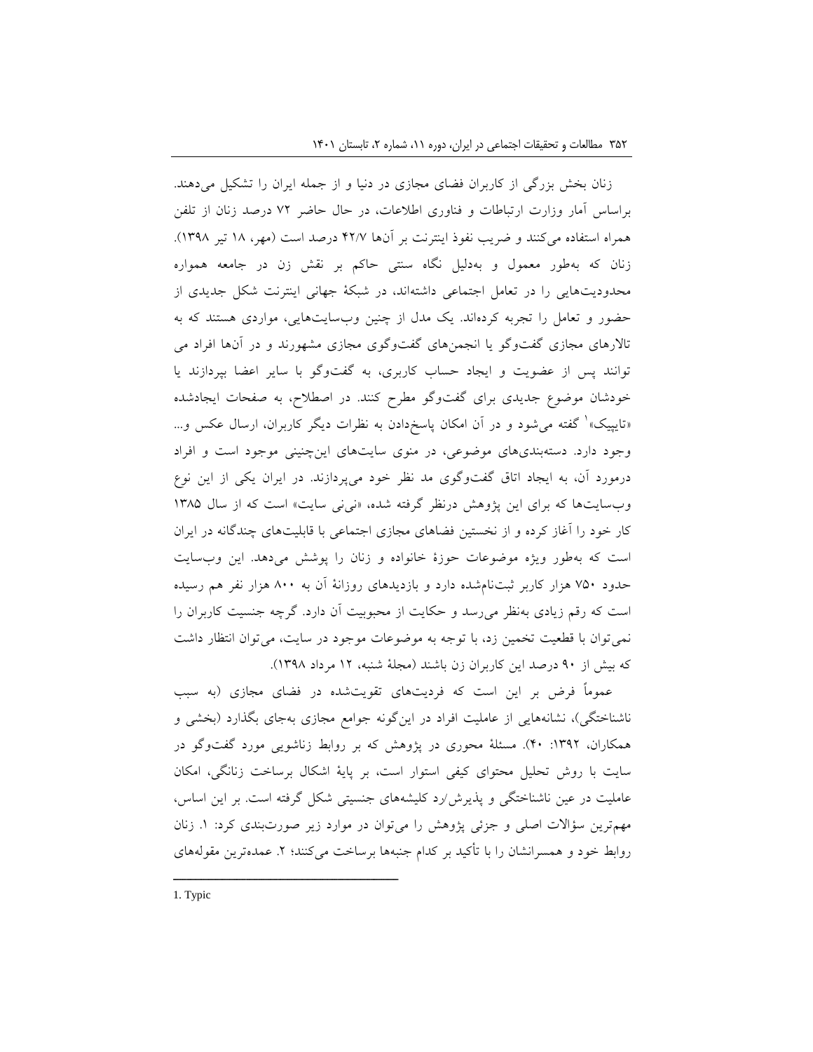زنان بخش بزرگی از کاربران فضای مجازی در دنیا و از جمله ایران را تشکیل می‌دهند. براساس آمار وزارت ارتباطات و فناوری اطلاعات، در حال حاضر ۷۲ درصد زنان از تلفن همراه استفاده می‌کنند و ضریب نفوذ اینترنت بر آن‌ها ۴۲/۷ درصد است (مهر، ۱۸ تیر ۱۳۹۸). زنان که به‌طور معمول و به‌دلیل نگاه سنتی حاکم بر نقش زن در جامعه همواره محدودیت‌هایی را در تعامل اجتماعی داشته‌اند، در شبکهٔ جهانی اینترنت شکل جدیدی از حضور و تعامل را تجربه کرده‌اند. یک مدل از چنین وب‌سایت‌هایی، مواردی هستند که به تالارهای مجازی گفت‌وگو یا انجمن‌های گفت‌وگوی مجازی مشهورند و در آن‌ها افراد می توانند پس از عضویت و ایجاد حساب کاربری، به گفت‌وگو با سایر اعضا بپردازند یا خودشان موضوع جدیدی برای گفت‌وگو مطرح کنند. در اصطلاح، به صفحات ایجادشده «تاپیک»[1] گفته می‌شود و در آن امکان پاسخ‌دادن به نظرات دیگر کاربران، ارسال عکس و... وجود دارد. دسته‌بندی‌های موضوعی، در منوی سایت‌های این‌چنینی موجود است و افراد درمورد آن، به ایجاد اتاق گفت‌وگوی مد نظر خود می‌پردازند. در ایران یکی از این نوع وب‌سایت‌ها که برای این پژوهش درنظر گرفته شده، «نی‌نی سایت» است که از سال ۱۳۸۵ کار خود را آغاز کرده و از نخستین فضاهای مجازی اجتماعی با قابلیت‌های چندگانه در ایران است که به‌طور ویژه موضوعات حوزهٔ خانواده و زنان را پوشش می‌دهد. این وب‌سایت حدود ۷۵۰ هزار کاربر ثبت‌نام‌شده دارد و بازدیدهای روزانهٔ آن به ۸۰۰ هزار نفر هم رسیده است که رقم زیادی به‌نظر می‌رسد و حکایت از محبوبیت آن دارد. گرچه جنسیت کاربران را نمی‌توان با قطعیت تخمین زد، با توجه به موضوعات موجود در سایت، می‌توان انتظار داشت که بیش از ۹۰ درصد این کاربران زن باشند (مجلهٔ شنبه، ۱۲ مرداد ۱۳۹۸).

عموماً فرض بر این است که فردیت‌های تقویت‌شده در فضای مجازی (به سبب ناشناختگی)، نشانه‌هایی از عاملیت افراد در این‌گونه جوامع مجازی به‌جای بگذارد (بخشی و همکاران، ۱۳۹۲: ۴۰). مسئلهٔ محوری در پژوهش که بر روابط زناشویی مورد گفت‌وگو در سایت با روش تحلیل محتوای کیفی استوار است، بر پایهٔ اشکال برساخت زنانگی، امکان عاملیت در عین ناشناختگی و پذیرش/رد کلیشه‌های جنسیتی شکل گرفته است. بر این اساس، مهم‌ترین سؤالات اصلی و جزئی پژوهش را می‌توان در موارد زیر صورت‌بندی کرد: ۱. زنان روابط خود و همسرانشان را با تأکید بر کدام جنبه‌ها برساخت می‌کنند؛ ۲. عمده‌ترین مقوله‌های

---

1. Typic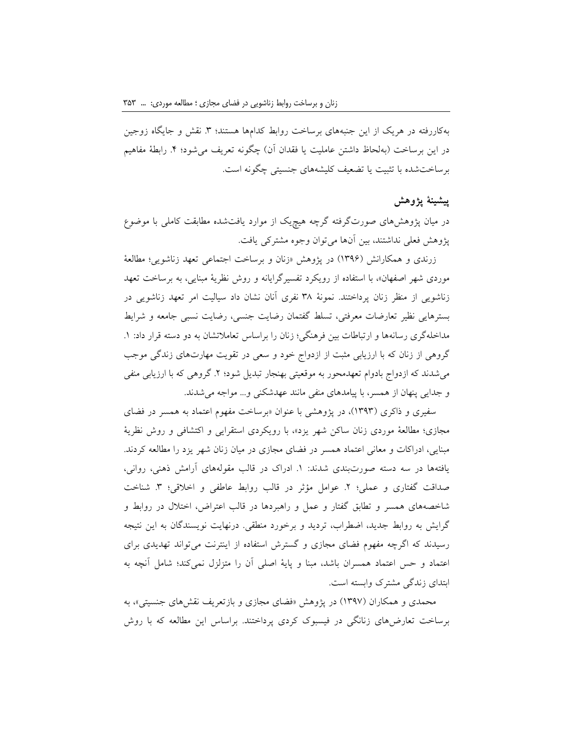به‌کاررفته در هریک از این جنبه‌های برساخت روابط کدام‌ها هستند؛ ۳. نقش و جایگاه زوجین در این برساخت (به‌لحاظ داشتن عاملیت یا فقدان آن) چگونه تعریف می‌شود؛ ۴. رابطهٔ مفاهیم برساخت‌شده با تثبیت یا تضعیف کلیشه‌های جنسیتی چگونه است.

## پیشینهٔ پژوهش

در میان پژوهش‌های صورت‌گرفته گرچه هیچ‌یک از موارد یافت‌شده مطابقت کاملی با موضوع پژوهش فعلی نداشتند، بین آن‌ها می‌توان وجوه مشترکی یافت.

زرندی و همکارانش (۱۳۹۶) در پژوهش «زنان و برساخت اجتماعی تعهد زناشویی؛ مطالعهٔ موردی شهر اصفهان»، با استفاده از رویکرد تفسیرگرایانه و روش نظریهٔ مبنایی، به برساخت تعهد زناشویی از منظر زنان پرداختند. نمونهٔ ۳۸ نفری آنان نشان داد سیالیت امر تعهد زناشویی در بسترهایی نظیر تعارضات معرفتی، تسلط گفتمان رضایت جنسی، رضایت نسبی جامعه و شرایط مداخله‌گری رسانه‌ها و ارتباطات بین فرهنگی؛ زنان را براساس تعاملاتشان به دو دسته قرار داد: ۱. گروهی از زنان که با ارزیابی مثبت از ازدواج خود و سعی در تقویت مهارت‌های زندگی موجب می‌شدند که ازدواج بادوام تعهدمحور به موقعیتی بهنجار تبدیل شود؛ ۲. گروهی که با ارزیابی منفی و جدایی پنهان از همسر، با پیامدهای منفی مانند عهدشکنی و... مواجه می‌شدند.

سفیری و ذاکری (۱۳۹۳)، در پژوهشی با عنوان «برساخت مفهوم اعتماد به همسر در فضای مجازی؛ مطالعهٔ موردی زنان ساکن شهر یزد»، با رویکردی استقرایی و اکتشافی و روش نظریهٔ مبنایی، ادراکات و معانی اعتماد همسر در فضای مجازی در میان زنان شهر یزد را مطالعه کردند. یافته‌ها در سه دسته صورت‌بندی شدند: ۱. ادراک در قالب مقوله‌های آرامش ذهنی، روانی، صداقت گفتاری و عملی؛ ۲. عوامل مؤثر در قالب روابط عاطفی و اخلاقی؛ ۳. شناخت شاخصه‌های همسر و تطابق گفتار و عمل و راهبردها در قالب اعتراض، اختلال در روابط و گرایش به روابط جدید، اضطراب، تردید و برخورد منطقی. درنهایت نویسندگان به این نتیجه رسیدند که اگرچه مفهوم فضای مجازی و گسترش استفاده از اینترنت می‌تواند تهدیدی برای اعتماد و حس اعتماد همسران باشد، مبنا و پایهٔ اصلی آن را متزلزل نمی‌کند؛ شامل آنچه به ابتدای زندگی مشترک وابسته است.

محمدی و همکاران (۱۳۹۷) در پژوهش «فضای مجازی و بازتعریف نقش‌های جنسیتی»، به برساخت تعارض‌های زنانگی در فیسبوک کردی پرداختند. براساس این مطالعه که با روش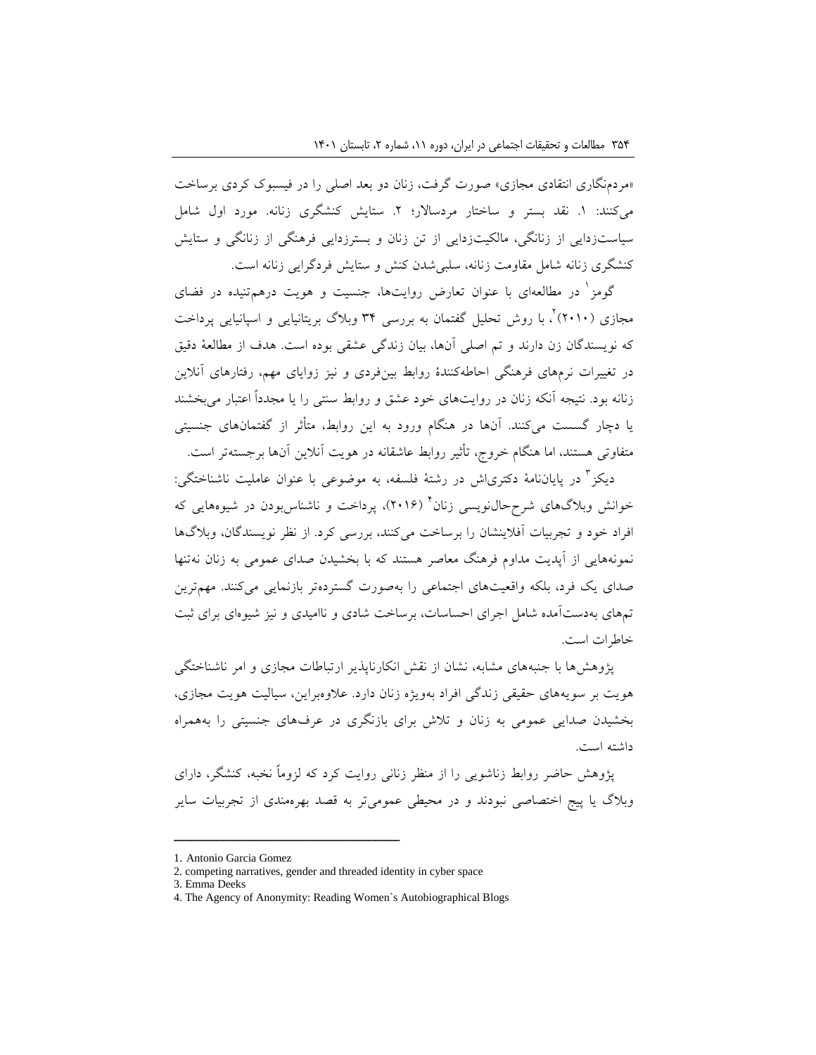«مردم‌نگاری انتقادی مجازی» صورت گرفت، زنان دو بعد اصلی را در فیسبوک کردی برساخت می‌کنند: ۱. نقد بستر و ساختار مردسالار؛ ۲. ستایش کنشگری زنانه. مورد اول شامل سیاست‌زدایی از زنانگی، مالکیت‌زدایی از تن زنان و بسترزدایی فرهنگی از زنانگی و ستایش کنشگری زنانه شامل مقاومت زنانه، سلبی‌شدن کنش و ستایش فردگرایی زنانه است.

گومز[1] در مطالعه‌ای با عنوان تعارض روایت‌ها، جنسیت و هویت درهم‌تنیده در فضای مجازی (۲۰۱۰)[2]، با روش تحلیل گفتمان به بررسی ۳۴ وبلاگ بریتانیایی و اسپانیایی پرداخت که نویسندگان زن دارند و تم اصلی آنها، بیان زندگی عشقی بوده است. هدف از مطالعۀ دقیق در تغییرات نرم‌های فرهنگی احاطه‌کنندۀ روابط بین‌فردی و نیز زوایای مهم، رفتارهای آنلاین زنانه بود. نتیجه آنکه زنان در روایت‌های خود عشق و روابط سنتی را یا مجدداً اعتبار می‌بخشند یا دچار گسست می‌کنند. آنها در هنگام ورود به این روابط، متأثر از گفتمان‌های جنسیتی متفاوتی هستند، اما هنگام خروج، تأثیر روابط عاشقانه در هویت آنلاین آنها برجسته‌تر است.

دیکز[3] در پایان‌نامۀ دکتری‌اش در رشتۀ فلسفه، به موضوعی با عنوان عاملیت ناشناختگی: خوانش وبلاگ‌های شرح‌حال‌نویسی زنان[4] (۲۰۱۶)، پرداخت و ناشناس‌بودن در شیوه‌هایی که افراد خود و تجربیات آفلاینشان را برساخت می‌کنند، بررسی کرد. از نظر نویسندگان، وبلاگ‌ها نمونه‌هایی از آپدیت مداوم فرهنگ معاصر هستند که با بخشیدن صدای عمومی به زنان نه‌تنها صدای یک فرد، بلکه واقعیت‌های اجتماعی را به‌صورت گسترده‌تر بازنمایی می‌کنند. مهم‌ترین تم‌های به‌دست‌آمده شامل اجرای احساسات، برساخت شادی و ناامیدی و نیز شیوه‌ای برای ثبت خاطرات است.

پژوهش‌ها با جنبه‌های مشابه، نشان از نقش انکارناپذیر ارتباطات مجازی و امر ناشناختگی هویت بر سویه‌های حقیقی زندگی افراد به‌ویژه زنان دارد. علاوه‌براین، سیالیت هویت مجازی، بخشیدن صدایی عمومی به زنان و تلاش برای بازنگری در عرف‌های جنسیتی را به‌همراه داشته است.

پژوهش حاضر روابط زناشویی را از منظر زنانی روایت کرد که لزوماً نخبه، کنشگر، دارای وبلاگ یا پیج اختصاصی نبودند و در محیطی عمومی‌تر به قصد بهره‌مندی از تجربیات سایر

---

1. Antonio Garcia Gomez
2. competing narratives, gender and threaded identity in cyber space
3. Emma Deeks
4. The Agency of Anonymity: Reading Women`s Autobiographical Blogs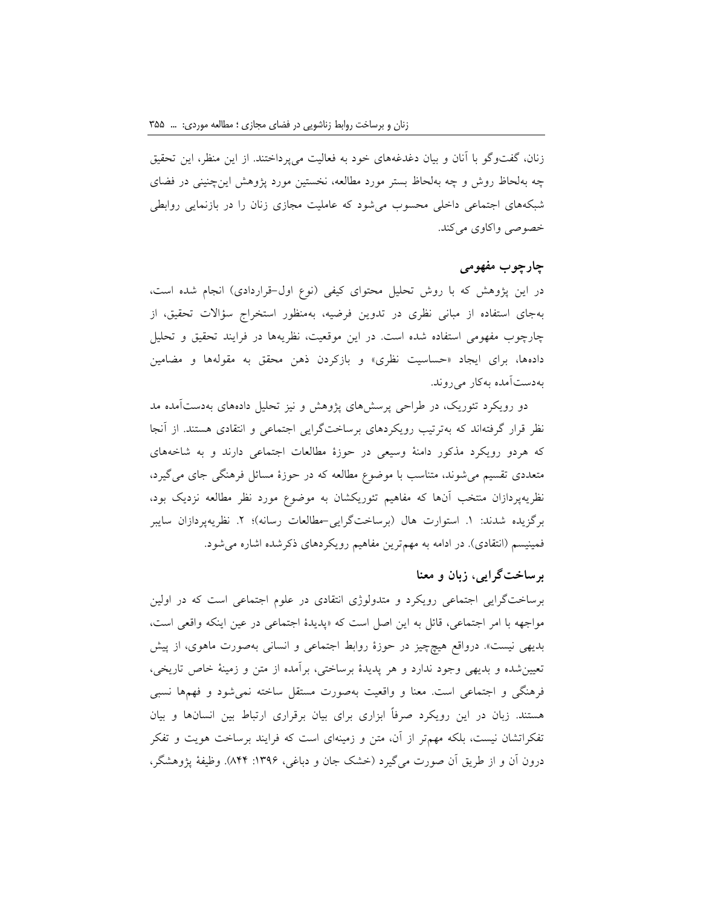زنان، گفت‌وگو با آنان و بیان دغدغه‌های خود به فعالیت می‌پرداختند. از این منظر، این تحقیق چه به‌لحاظ روش و چه به‌لحاظ بستر مورد مطالعه، نخستین مورد پژوهش این‌چنینی در فضای شبکه‌های اجتماعی داخلی محسوب می‌شود که عاملیت مجازی زنان را در بازنمایی روابطی خصوصی واکاوی می‌کند.

## چارچوب مفهومی

در این پژوهش که با روش تحلیل محتوای کیفی (نوع اول–قراردادی) انجام شده است، به‌جای استفاده از مبانی نظری در تدوین فرضیه، به‌منظور استخراج سؤالات تحقیق، از چارچوب مفهومی استفاده شده است. در این موقعیت، نظریه‌ها در فرایند تحقیق و تحلیل داده‌ها، برای ایجاد «حساسیت نظری» و بازکردن ذهن محقق به مقوله‌ها و مضامین به‌دست‌آمده به‌کار می‌روند.

دو رویکرد تئوریک، در طراحی پرسش‌های پژوهش و نیز تحلیل داده‌های به‌دست‌آمده مد نظر قرار گرفته‌اند که به‌ترتیب رویکردهای برساخت‌گرایی اجتماعی و انتقادی هستند. از آنجا که هردو رویکرد مذکور دامنهٔ وسیعی در حوزهٔ مطالعات اجتماعی دارند و به شاخه‌های متعددی تقسیم می‌شوند، متناسب با موضوع مطالعه که در حوزهٔ مسائل فرهنگی جای می‌گیرد، نظریه‌پردازان منتخب آن‌ها که مفاهیم تئوریکشان به موضوع مورد نظر مطالعه نزدیک بود، برگزیده شدند: ۱. استوارت هال (برساخت‌گرایی–مطالعات رسانه)؛ ۲. نظریه‌پردازان سایبر فمینیسم (انتقادی). در ادامه به مهم‌ترین مفاهیم رویکردهای ذکرشده اشاره می‌شود.

## برساخت‌گرایی، زبان و معنا

برساخت‌گرایی اجتماعی رویکرد و متدولوژی انتقادی در علوم اجتماعی است که در اولین مواجهه با امر اجتماعی، قائل به این اصل است که «پدیدهٔ اجتماعی در عین اینکه واقعی است، بدیهی نیست». درواقع هیچ‌چیز در حوزهٔ روابط اجتماعی و انسانی به‌صورت ماهوی، از پیش تعیین‌شده و بدیهی وجود ندارد و هر پدیدهٔ برساختی، برآمده از متن و زمینهٔ خاص تاریخی، فرهنگی و اجتماعی است. معنا و واقعیت به‌صورت مستقل ساخته نمی‌شود و فهم‌ها نسبی هستند. زبان در این رویکرد صرفاً ابزاری برای بیان برقراری ارتباط بین انسان‌ها و بیان تفکراتشان نیست، بلکه مهم‌تر از آن، متن و زمینه‌ای است که فرایند برساخت هویت و تفکر درون آن و از طریق آن صورت می‌گیرد (خشک جان و دباغی، ۱۳۹۶: ۸۴۴). وظیفهٔ پژوهشگر،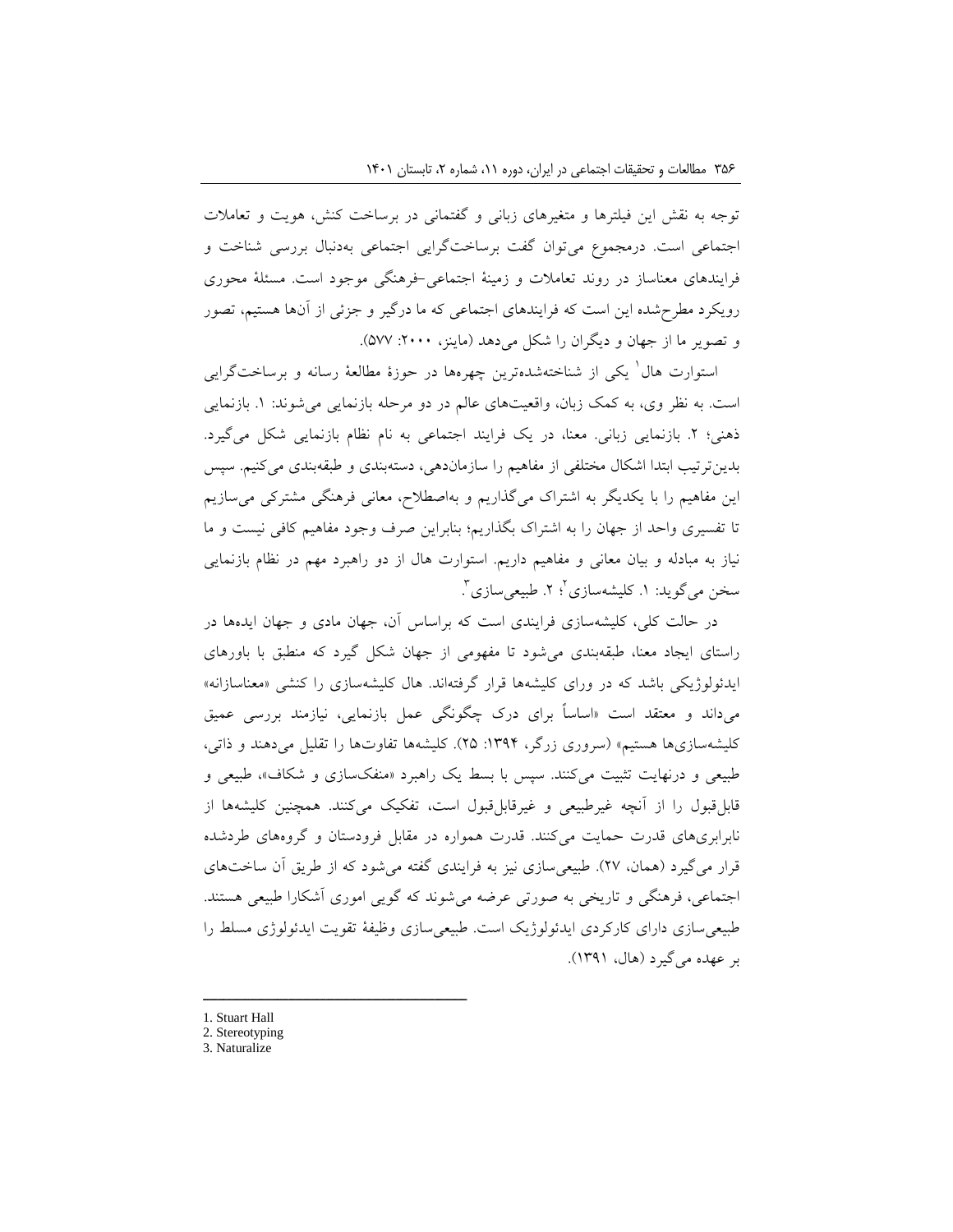توجه به نقش این فیلترها و متغیرهای زبانی و گفتمانی در برساخت کنش، هویت و تعاملات اجتماعی است. درمجموع می‌توان گفت برساخت‌گرایی اجتماعی به‌دنبال بررسی شناخت و فرایندهای معناساز در روند تعاملات و زمینهٔ اجتماعی-فرهنگی موجود است. مسئلهٔ محوری رویکرد مطرح‌شده این است که فرایندهای اجتماعی که ما درگیر و جزئی از آن‌ها هستیم، تصور و تصویر ما از جهان و دیگران را شکل می‌دهد (ماینز، ۲۰۰۰: ۵۷۷).

استوارت هال[1] یکی از شناخته‌شده‌ترین چهره‌ها در حوزهٔ مطالعهٔ رسانه و برساخت‌گرایی است. به نظر وی، به کمک زبان، واقعیت‌های عالم در دو مرحله بازنمایی می‌شوند: ۱. بازنمایی ذهنی؛ ۲. بازنمایی زبانی. معنا، در یک فرایند اجتماعی به نام نظام بازنمایی شکل می‌گیرد. بدین‌ترتیب ابتدا اشکال مختلفی از مفاهیم را سازمان‌دهی، دسته‌بندی و طبقه‌بندی می‌کنیم. سپس این مفاهیم را با یکدیگر به اشتراک می‌گذاریم و به‌اصطلاح، معانی فرهنگی مشترکی می‌سازیم تا تفسیری واحد از جهان را به اشتراک بگذاریم؛ بنابراین صرف وجود مفاهیم کافی نیست و ما نیاز به مبادله و بیان معانی و مفاهیم داریم. استوارت هال از دو راهبرد مهم در نظام بازنمایی سخن می‌گوید: ۱. کلیشه‌سازی[2]؛ ۲. طبیعی‌سازی[3].

در حالت کلی، کلیشه‌سازی فرایندی است که براساس آن، جهان مادی و جهان ایده‌ها در راستای ایجاد معنا، طبقه‌بندی می‌شود تا مفهومی از جهان شکل گیرد که منطبق با باورهای ایدئولوژیکی باشد که در ورای کلیشه‌ها قرار گرفته‌اند. هال کلیشه‌سازی را کنشی «معناسازانه» می‌داند و معتقد است «اساساً برای درک چگونگی عمل بازنمایی، نیازمند بررسی عمیق کلیشه‌سازی‌ها هستیم» (سروری زرگر، ۱۳۹۴: ۲۵). کلیشه‌ها تفاوت‌ها را تقلیل می‌دهند و ذاتی، طبیعی و درنهایت تثبیت می‌کنند. سپس با بسط یک راهبرد «منفک‌سازی و شکاف»، طبیعی و قابل‌قبول را از آنچه غیرطبیعی و غیرقابل‌قبول است، تفکیک می‌کنند. همچنین کلیشه‌ها از نابرابری‌های قدرت حمایت می‌کنند. قدرت همواره در مقابل فرودستان و گروه‌های طردشده قرار می‌گیرد (همان، ۲۷). طبیعی‌سازی نیز به فرایندی گفته می‌شود که از طریق آن ساخت‌های اجتماعی، فرهنگی و تاریخی به صورتی عرضه می‌شوند که گویی اموری آشکارا طبیعی هستند. طبیعی‌سازی دارای کارکردی ایدئولوژیک است. طبیعی‌سازی وظیفهٔ تقویت ایدئولوژی مسلط را بر عهده می‌گیرد (هال، ۱۳۹۱).

---

1. Stuart Hall
2. Stereotyping
3. Naturalize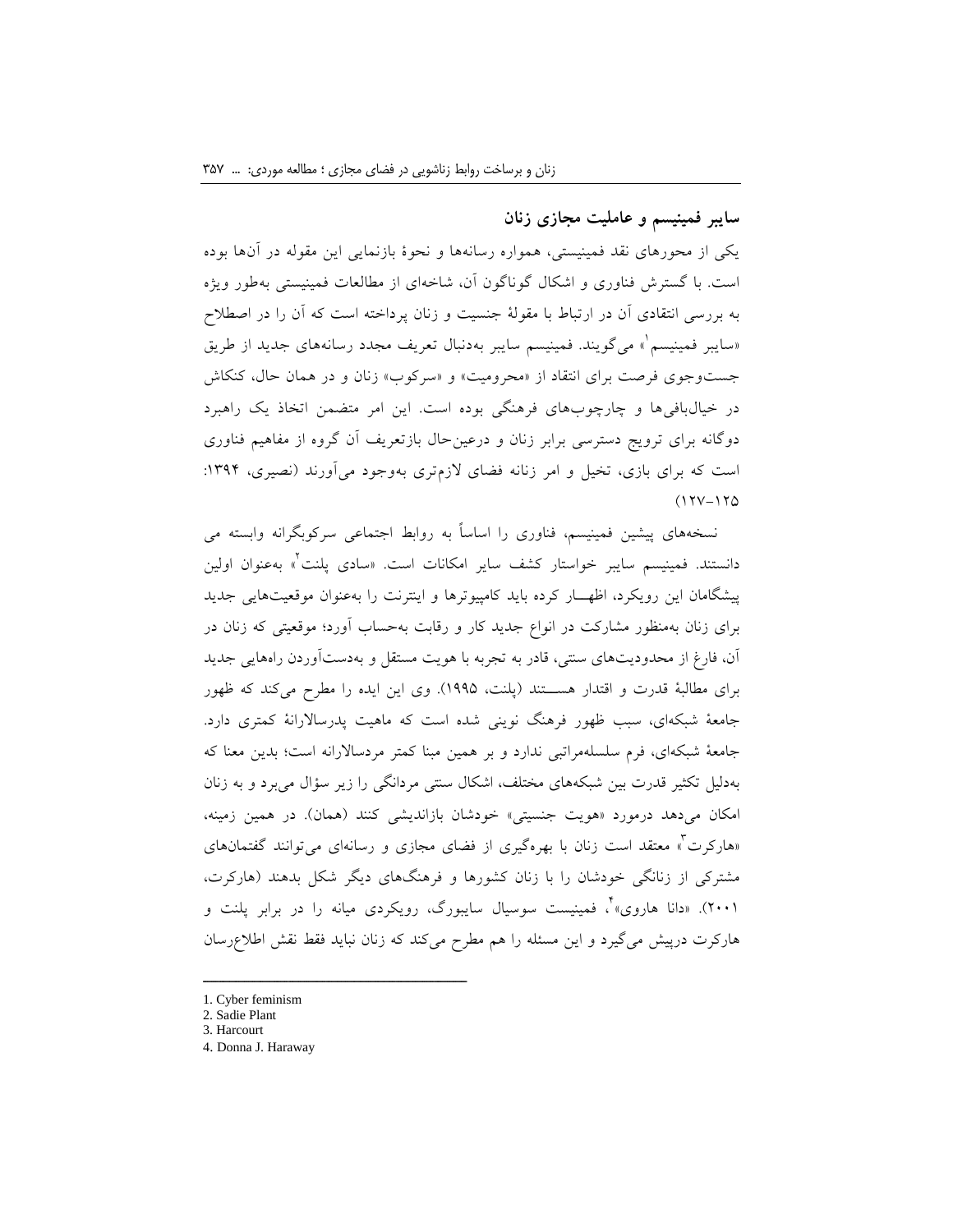## سایبر فمینیسم و عاملیت مجازی زنان

یکی از محورهای نقد فمینیستی، همواره رسانه‌ها و نحوهٔ بازنمایی این مقوله در آن‌ها بوده است. با گسترش فناوری و اشکال گوناگون آن، شاخه‌ای از مطالعات فمینیستی به‌طور ویژه به بررسی انتقادی آن در ارتباط با مقولهٔ جنسیت و زنان پرداخته است که آن را در اصطلاح «سایبر فمینیسم[1]» می‌گویند. فمینیسم سایبر به‌دنبال تعریف مجدد رسانه‌های جدید از طریق جست‌وجوی فرصت برای انتقاد از «محرومیت» و «سرکوب» زنان و در همان حال، کنکاش در خیال‌بافی‌ها و چارچوب‌های فرهنگی بوده است. این امر متضمن اتخاذ یک راهبرد دوگانه برای ترویج دسترسی برابر زنان و درعین‌حال بازتعریف آن گروه از مفاهیم فناوری است که برای بازی، تخیل و امر زنانه فضای لازم‌تری به‌وجود می‌آورند (نصیری، ۱۳۹۴: ۱۲۵-۱۲۷)

نسخه‌های پیشین فمینیسم، فناوری را اساساً به روابط اجتماعی سرکوبگرانه وابسته می دانستند. فمینیسم سایبر خواستار کشف سایر امکانات است. «سادی پلنت[2]» به‌عنوان اولین پیشگامان این رویکرد، اظهـــار کرده باید کامپیوترها و اینترنت را به‌عنوان موقعیت‌هایی جدید برای زنان به‌منظور مشارکت در انواع جدید کار و رقابت به‌حساب آورد؛ موقعیتی که زنان در آن، فارغ از محدودیت‌های سنتی، قادر به تجربه با هویت مستقل و به‌دست‌آوردن راه‌هایی جدید برای مطالبهٔ قدرت و اقتدار هســـتند (پلنت، ۱۹۹۵). وی این ایده را مطرح می‌کند که ظهور جامعهٔ شبکه‌ای، سبب ظهور فرهنگ نوینی شده است که ماهیت پدرسالارانهٔ کمتری دارد. جامعهٔ شبکه‌ای، فرم سلسله‌مراتبی ندارد و بر همین مبنا کمتر مردسالارانه است؛ بدین معنا که به‌دلیل تکثیر قدرت بین شبکه‌های مختلف، اشکال سنتی مردانگی را زیر سؤال می‌برد و به زنان امکان می‌دهد درمورد «هویت جنسیتی» خودشان بازاندیشی کنند (همان). در همین زمینه، «هارکرت[3]» معتقد است زنان با بهره‌گیری از فضای مجازی و رسانه‌ای می‌توانند گفتمان‌های مشترکی از زنانگی خودشان را با زنان کشورها و فرهنگ‌های دیگر شکل بدهند (هارکرت، ۲۰۰۱). «دانا هاروی[4]»، فمینیست سوسیال سایبورگ، رویکردی میانه را در برابر پلنت و هارکرت درپیش می‌گیرد و این مسئله را هم مطرح می‌کند که زنان نباید فقط نقش اطلاع‌رسان

---

1. Cyber feminism
2. Sadie Plant
3. Harcourt
4. Donna J. Haraway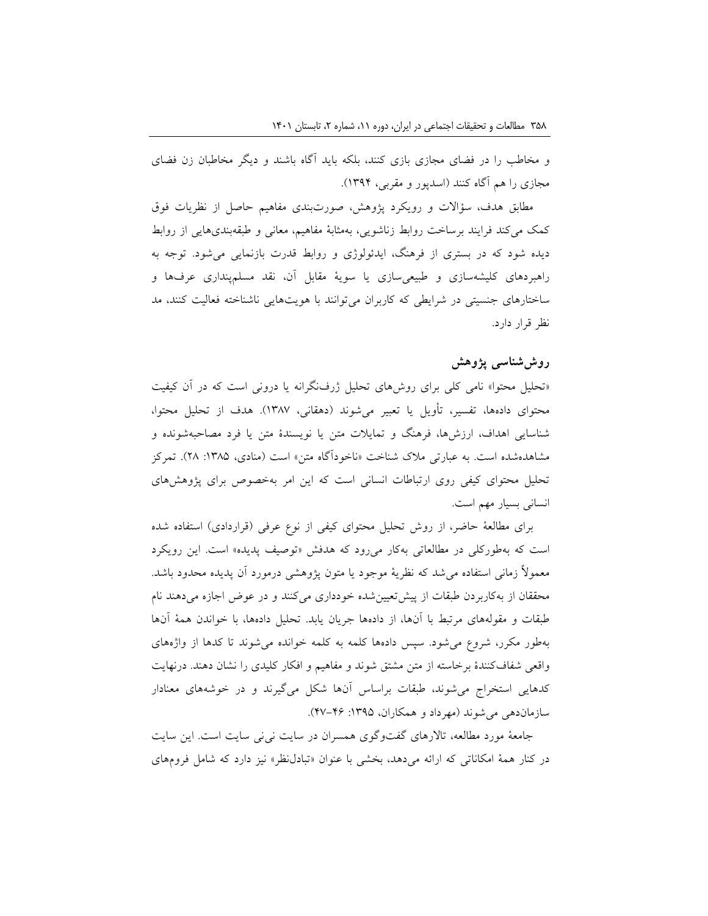و مخاطب را در فضای مجازی بازی کنند، بلکه باید آگاه باشند و دیگر مخاطبان زن فضای مجازی را هم آگاه کنند (اسدپور و مقربی، ۱۳۹۴).

مطابق هدف، سؤالات و رویکرد پژوهش، صورت‌بندی مفاهیم حاصل از نظریات فوق کمک می‌کند فرایند برساخت روابط زناشویی، به‌مثابهٔ مفاهیم، معانی و طبقه‌بندی‌هایی از روابط دیده شود که در بستری از فرهنگ، ایدئولوژی و روابط قدرت بازنمایی می‌شود. توجه به راهبردهای کلیشه‌سازی و طبیعی‌سازی یا سویهٔ مقابل آن، نقد مسلم‌پنداری عرف‌ها و ساختارهای جنسیتی در شرایطی که کاربران می‌توانند با هویت‌هایی ناشناخته فعالیت کنند، مد نظر قرار دارد.

## روش‌شناسی پژوهش

«تحلیل محتوا» نامی کلی برای روش‌های تحلیل ژرف‌نگرانه یا درونی است که در آن کیفیت محتوای داده‌ها، تفسیر، تأویل یا تعبیر می‌شوند (دهقانی، ۱۳۸۷). هدف از تحلیل محتوا، شناسایی اهداف، ارزش‌ها، فرهنگ و تمایلات متن یا نویسندهٔ متن یا فرد مصاحبه‌شونده و مشاهده‌شده است. به عبارتی ملاک شناخت «ناخودآگاه متن» است (منادی، ۱۳۸۵: ۲۸). تمرکز تحلیل محتوای کیفی روی ارتباطات انسانی است که این امر به‌خصوص برای پژوهش‌های انسانی بسیار مهم است.

برای مطالعهٔ حاضر، از روش تحلیل محتوای کیفی از نوع عرفی (قراردادی) استفاده شده است که به‌طورکلی در مطالعاتی به‌کار می‌رود که هدفش «توصیف پدیده» است. این رویکرد معمولاً زمانی استفاده می‌شد که نظریهٔ موجود یا متون پژوهشی درمورد آن پدیده محدود باشد. محققان از به‌کاربردن طبقات از پیش‌تعیین‌شده خودداری می‌کنند و در عوض اجازه می‌دهند نام طبقات و مقوله‌های مرتبط با آن‌ها، از داده‌ها جریان یابد. تحلیل داده‌ها، با خواندن همهٔ آن‌ها به‌طور مکرر، شروع می‌شود. سپس داده‌ها کلمه به کلمه خوانده می‌شوند تا کدها از واژه‌های واقعی شفاف‌کنندهٔ برخاسته از متن مشتق شوند و مفاهیم و افکار کلیدی را نشان دهند. درنهایت کدهایی استخراج می‌شوند، طبقات براساس آن‌ها شکل می‌گیرند و در خوشه‌های معنادار سازمان‌دهی می‌شوند (مهرداد و همکاران، ۱۳۹۵: ۴۶-۴۷).

جامعهٔ مورد مطالعه، تالارهای گفت‌وگوی همسران در سایت نی‌نی سایت است. این سایت در کنار همهٔ امکاناتی که ارائه می‌دهد، بخشی با عنوان «تبادل‌نظر» نیز دارد که شامل فروم‌های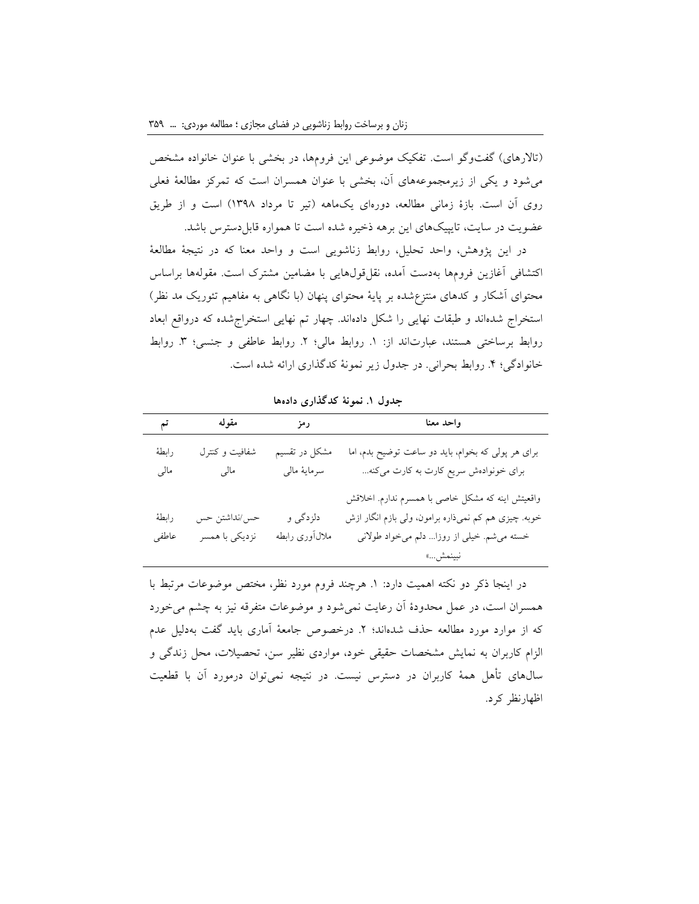(تالارهای) گفت‌وگو است. تفکیک موضوعی این فروم‌ها، در بخشی با عنوان خانواده مشخص می‌شود و یکی از زیرمجموعه‌های آن، بخشی با عنوان همسران است که تمرکز مطالعهٔ فعلی روی آن است. بازهٔ زمانی مطالعه، دوره‌ای یک‌ماهه (تیر تا مرداد ۱۳۹۸) است و از طریق عضویت در سایت، تاپیک‌های این برهه ذخیره شده است تا همواره قابل‌دسترس باشد.

در این پژوهش، واحد تحلیل، روابط زناشویی است و واحد معنا که در نتیجهٔ مطالعهٔ اکتشافی آغازین فروم‌ها به‌دست آمده، نقل‌قول‌هایی با مضامین مشترک است. مقوله‌ها براساس محتوای آشکار و کدهای منتزع‌شده بر پایهٔ محتوای پنهان (با نگاهی به مفاهیم تئوریک مد نظر) استخراج شده‌اند و طبقات نهایی را شکل داده‌اند. چهار تم نهایی استخراج‌شده که درواقع ابعاد روابط برساختی هستند، عبارت‌اند از: ۱. روابط مالی؛ ۲. روابط عاطفی و جنسی؛ ۳. روابط خانوادگی؛ ۴. روابط بحرانی. در جدول زیر نمونهٔ کدگذاری ارائه شده است.

**جدول ۱. نمونهٔ کدگذاری داده‌ها**

| تم | مقوله | رمز | واحد معنا |
|---|---|---|---|
| رابطهٔ مالی | شفافیت و کنترل مالی | مشکل در تقسیم سرمایهٔ مالی | برای هر پولی که بخوام، باید دو ساعت توضیح بدم، اما برای خونواده‌ش سریع کارت به کارت می‌کنه... |
| رابطهٔ عاطفی | حس/نداشتن حس نزدیکی با همسر | دلزدگی و ملال‌آوری رابطه | واقعیتش اینه که مشکل خاصی با همسرم ندارم. اخلاقش خوبه. چیزی هم کم نمی‌ذاره برامون، ولی بازم انگار ازش خسته می‌شم. خیلی از روزا... دلم می‌خواد طولانی نبینمش...» |

در اینجا ذکر دو نکته اهمیت دارد: ۱. هرچند فروم مورد نظر، مختص موضوعات مرتبط با همسران است، در عمل محدودهٔ آن رعایت نمی‌شود و موضوعات متفرقه نیز به چشم می‌خورد که از موارد مورد مطالعه حذف شده‌اند؛ ۲. درخصوص جامعهٔ آماری باید گفت به‌دلیل عدم الزام کاربران به نمایش مشخصات حقیقی خود، مواردی نظیر سن، تحصیلات، محل زندگی و سال‌های تأهل همهٔ کاربران در دسترس نیست. در نتیجه نمی‌توان درمورد آن با قطعیت اظهارنظر کرد.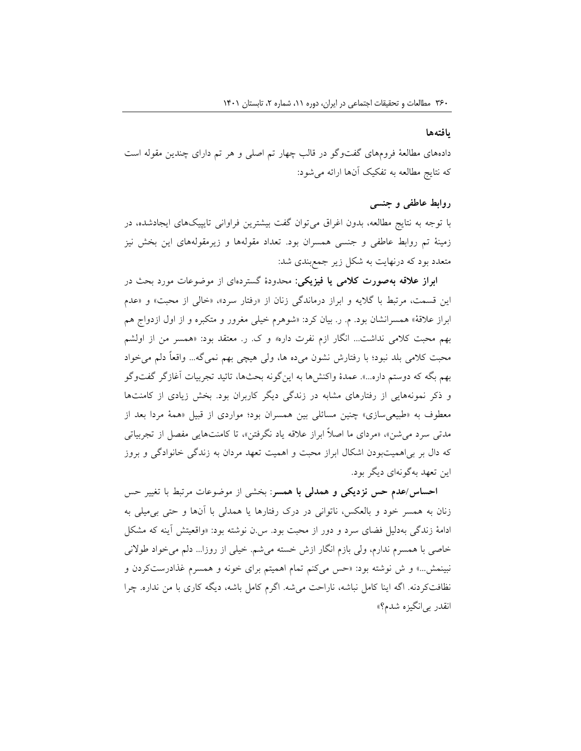## یافته‌ها

داده‌های مطالعهٔ فروم‌های گفت‌وگو در قالب چهار تم اصلی و هر تم دارای چندین مقوله است که نتایج مطالعه به تفکیک آن‌ها ارائه می‌شود:

### روابط عاطفی و جنسی

با توجه به نتایج مطالعه، بدون اغراق می‌توان گفت بیشترین فراوانی تاپیک‌های ایجادشده، در زمینهٔ تم روابط عاطفی و جنسی همسران بود. تعداد مقوله‌ها و زیرمقوله‌های این بخش نیز متعدد بود که درنهایت به شکل زیر جمع‌بندی شد:

**ابراز علاقه به‌صورت کلامی یا فیزیکی:** محدودهٔ گسترده‌ای از موضوعات مورد بحث در این قسمت، مرتبط با گلایه و ابراز درماندگی زنان از «رفتار سرد»، «خالی از محبت» و «عدم ابراز علاقهٔ» همسرانشان بود. م. ر. بیان کرد: «شوهرم خیلی مغرور و متکبره و از اول ازدواج هم بهم محبت کلامی نداشت... انگار ازم نفرت داره» و ک. ر. معتقد بود: «همسر من از اولشم محبت کلامی بلد نبود؛ با رفتارش نشون می‌ده ها، ولی هیچی بهم نمی‌گه... واقعاً دلم می‌خواد بهم بگه که دوستم داره...». عمدهٔ واکنش‌ها به این‌گونه بحث‌ها، تائید تجربیات آغازگر گفت‌وگو و ذکر نمونه‌هایی از رفتارهای مشابه در زندگی دیگر کاربران بود. بخش زیادی از کامنت‌ها معطوف به «طبیعی‌سازی» چنین مسائلی بین همسران بود؛ مواردی از قبیل «همهٔ مردا بعد از مدتی سرد می‌شن»، «مردای ما اصلاً ابراز علاقه یاد نگرفتن»، تا کامنت‌هایی مفصل از تجربیاتی که دال بر بی‌اهمیت‌بودن اشکال ابراز محبت و اهمیت تعهد مردان به زندگی خانوادگی و بروز این تعهد به‌گونه‌ای دیگر بود.

**احساس/عدم حس نزدیکی و همدلی با همسر:** بخشی از موضوعات مرتبط با تغییر حس زنان به همسر خود و بالعکس، ناتوانی در درک رفتارها یا همدلی با آن‌ها و حتی بی‌میلی به ادامهٔ زندگی به‌دلیل فضای سرد و دور از محبت بود. س.ن نوشته بود: «واقعیتش آینه که مشکل خاصی با همسرم ندارم، ولی بازم انگار ازش خسته می‌شم. خیلی از روزا... دلم می‌خواد طولانی نبینمش...» و ش نوشته بود: «حس می‌کنم تمام اهمیتم برای خونه و همسرم غذادرست‌کردن و نظافت‌کردنه. اگه اینا کامل نباشه، ناراحت می‌شه. اگرم کامل باشه، دیگه کاری با من نداره. چرا انقدر بی‌انگیزه شدم؟»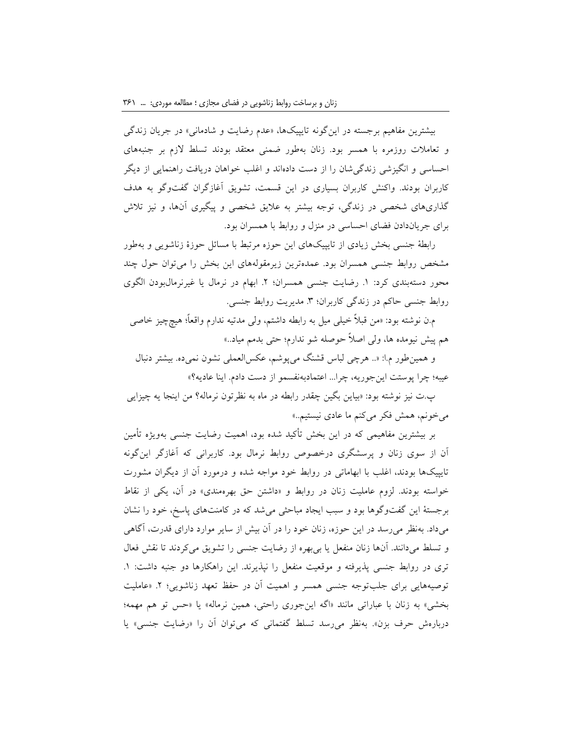بیشترین مفاهیم برجسته در این‌گونه تاپیک‌ها، «عدم رضایت و شادمانی» در جریان زندگی و تعاملات روزمره با همسر بود. زنان به‌طور ضمنی معتقد بودند تسلط لازم بر جنبه‌های احساسی و انگیزشی زندگی‌شان را از دست داده‌اند و اغلب خواهان دریافت راهنمایی از دیگر کاربران بودند. واکنش کاربران بسیاری در این قسمت، تشویق آغازگران گفت‌وگو به هدف گذاری‌های شخصی در زندگی، توجه بیشتر به علایق شخصی و پیگیری آن‌ها، و نیز تلاش برای جریان‌دادن فضای احساسی در منزل و روابط با همسران بود.

رابطهٔ جنسی بخش زیادی از تاپیک‌های این حوزه مرتبط با مسائل حوزهٔ زناشویی و به‌طور مشخص روابط جنسی همسران بود. عمده‌ترین زیرمقوله‌های این بخش را می‌توان حول چند محور دسته‌بندی کرد: ۱. رضایت جنسی همسران؛ ۲. ابهام در نرمال یا غیرنرمال‌بودن الگوی روابط جنسی حاکم در زندگی کاربران؛ ۳. مدیریت روابط جنسی.

م.ن نوشته بود: «من قبلاً خیلی میل به رابطه داشتم، ولی مدتیه ندارم واقعاً؛ هیچ‌چیز خاصی هم پیش نیومده ها، ولی اصلاً حوصله شو ندارم؛ حتی بدمم میاد..»

و همین‌طور م.ا: «.. هرچی لباس قشنگ می‌پوشم، عکس‌العملی نشون نمی‌ده. بیشتر دنبال عیبه؛ چرا پوستت این‌جوریه، چرا... اعتمادبه‌نفسمو از دست دادم. اینا عادیه؟»

پ.ت نیز نوشته بود: «بیاین بگین چقدر رابطه در ماه به نظرتون نرماله؟ من اینجا یه چیزایی می‌خونم، همش فکر می‌کنم ما عادی نیستیم..»

بر بیشترین مفاهیمی که در این بخش تأکید شده بود، اهمیت رضایت جنسی به‌ویژه تأمین آن از سوی زنان و پرسشگری درخصوص روابط نرمال بود. کاربرانی که آغازگر این‌گونه تاپیک‌ها بودند، اغلب با ابهاماتی در روابط خود مواجه شده و درمورد آن از دیگران مشورت خواسته بودند. لزوم عاملیت زنان در روابط و «داشتن حق بهره‌مندی» در آن، یکی از نقاط برجستهٔ این گفت‌وگوها بود و سبب ایجاد مباحثی می‌شد که در کامنت‌های پاسخ، خود را نشان می‌داد. به‌نظر می‌رسد در این حوزه، زنان خود را در آن بیش از سایر موارد دارای قدرت، آگاهی و تسلط می‌دانند. آن‌ها زنان منفعل یا بی‌بهره از رضایت جنسی را تشویق می‌کردند تا نقش فعال تری در روابط جنسی پذیرفته و موقعیت منفعل را نپذیرند. این راهکارها دو جنبه داشت: ۱. توصیه‌هایی برای جلب‌توجه جنسی همسر و اهمیت آن در حفظ تعهد زناشویی؛ ۲. «عاملیت بخشی» به زنان با عباراتی مانند «اگه این‌جوری راحتی، همین نرماله» یا «حس تو هم مهمه؛ درباره‌ش حرف بزن». به‌نظر می‌رسد تسلط گفتمانی که می‌توان آن را «رضایت جنسی» یا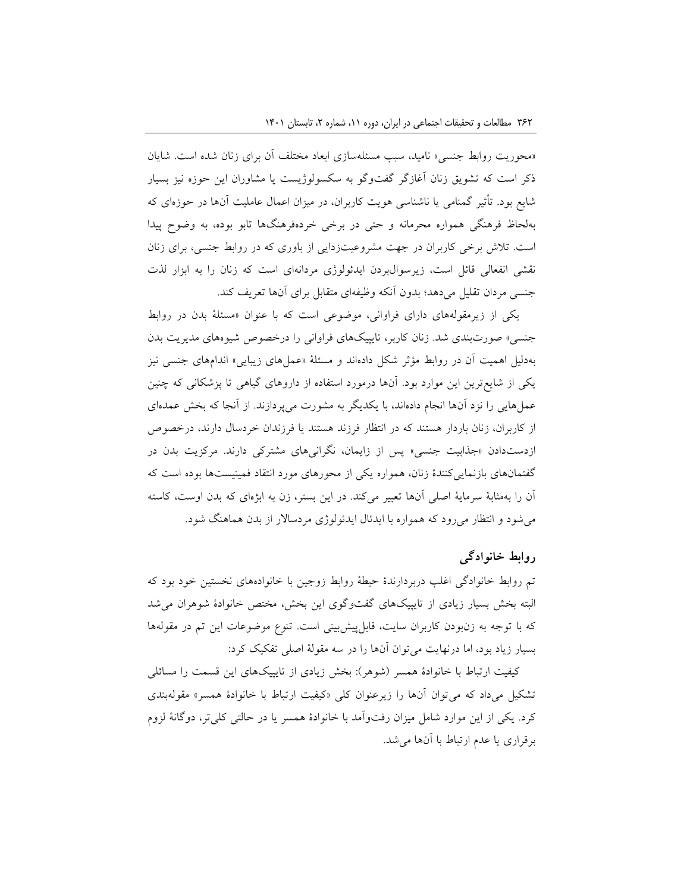«محوریت روابط جنسی» نامید، سبب مسئله‌سازی ابعاد مختلف آن برای زنان شده است. شایان ذکر است که تشویق زنان آغازگر گفت‌وگو به سکسولوژیست یا مشاوران این حوزه نیز بسیار شایع بود. تأثیر گمنامی یا ناشناسی هویت کاربران، در میزان اعمال عاملیت آن‌ها در حوزه‌ای که به‌لحاظ فرهنگی همواره محرمانه و حتی در برخی خرده‌فرهنگ‌ها تابو بوده، به وضوح پیدا است. تلاش برخی کاربران در جهت مشروعیت‌زدایی از باوری که در روابط جنسی، برای زنان نقشی انفعالی قائل است، زیرسوال‌بردن ایدئولوژی مردانه‌ای است که زنان را به ابزار لذت جنسی مردان تقلیل می‌دهد؛ بدون آنکه وظیفه‌ای متقابل برای آن‌ها تعریف کند.

یکی از زیرمقوله‌های دارای فراوانی، موضوعی است که با عنوان «مسئلهٔ بدن در روابط جنسی» صورت‌بندی شد. زنان کاربر، تاپیک‌های فراوانی را درخصوص شیوه‌های مدیریت بدن به‌دلیل اهمیت آن در روابط مؤثر شکل داده‌اند و مسئلهٔ «عمل‌های زیبایی» اندام‌های جنسی نیز یکی از شایع‌ترین این موارد بود. آن‌ها درمورد استفاده از داروهای گیاهی تا پزشکانی که چنین عمل‌هایی را نزد آن‌ها انجام داده‌اند، با یکدیگر به مشورت می‌پردازند. از آنجا که بخش عمده‌ای از کاربران، زنان باردار هستند که در انتظار فرزند هستند یا فرزندان خردسال دارند، درخصوص ازدست‌دادن «جذابیت جنسی» پس از زایمان، نگرانی‌های مشترکی دارند. مرکزیت بدن در گفتمان‌های بازنمایی‌کنندهٔ زنان، همواره یکی از محورهای مورد انتقاد فمینیست‌ها بوده است که آن را به‌مثابهٔ سرمایهٔ اصلی آن‌ها تعبیر می‌کند. در این بستر، زن به ابژه‌ای که بدن اوست، کاسته می‌شود و انتظار می‌رود که همواره با ایدئال ایدئولوژی مردسالار از بدن هماهنگ شود.

## روابط خانوادگی

تم روابط خانوادگی اغلب دربردارندهٔ حیطهٔ روابط زوجین با خانواده‌های نخستین خود بود که البته بخش بسیار زیادی از تاپیک‌های گفت‌وگوی این بخش، مختص خانوادهٔ شوهران می‌شد که با توجه به زن‌بودن کاربران سایت، قابل‌پیش‌بینی است. تنوع موضوعات این تم در مقوله‌ها بسیار زیاد بود، اما درنهایت می‌توان آن‌ها را در سه مقولهٔ اصلی تفکیک کرد:

کیفیت ارتباط با خانوادهٔ همسر (شوهر): بخش زیادی از تاپیک‌های این قسمت را مسائلی تشکیل می‌داد که می‌توان آن‌ها را زیرعنوان کلی «کیفیت ارتباط با خانوادهٔ همسر» مقوله‌بندی کرد. یکی از این موارد شامل میزان رفت‌وآمد با خانوادهٔ همسر یا در حالتی کلی‌تر، دوگانهٔ لزوم برقراری یا عدم ارتباط با آن‌ها می‌شد.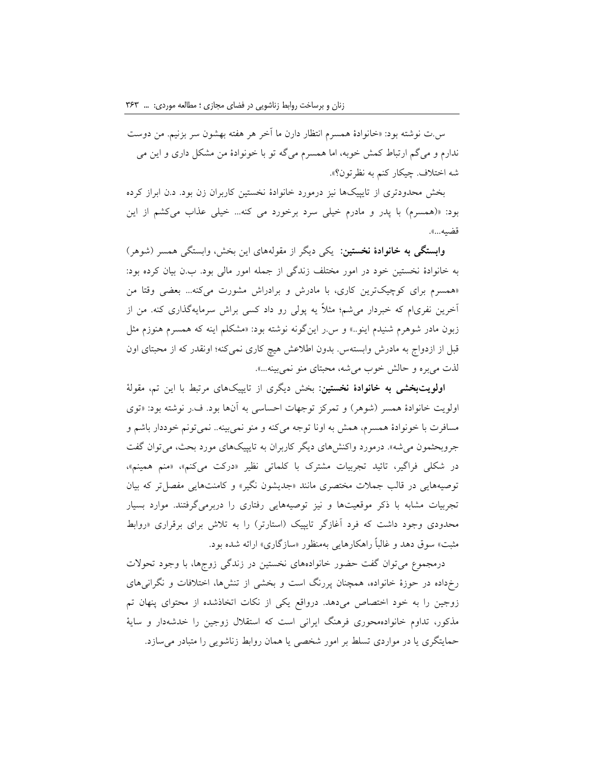س.ت نوشته بود: «خانوادۀ همسرم انتظار دارن ما آخر هر هفته بهشون سر بزنیم. من دوست ندارم و می‌گم ارتباط کمش خوبه، اما همسرم می‌گه تو با خونوادۀ من مشکل داری و این می شه اختلاف. چیکار کنم به نظرتون؟».

بخش محدودتری از تاپیک‌ها نیز درمورد خانوادۀ نخستین کاربران زن بود. د.ن ابراز کرده بود: «(همسرم) با پدر و مادرم خیلی سرد برخورد می کنه... خیلی عذاب می‌کشم از این قضیه...».

**وابستگی به خانوادۀ نخستین:** یکی دیگر از مقوله‌های این بخش، وابستگی همسر (شوهر) به خانوادۀ نخستین خود در امور مختلف زندگی از جمله امور مالی بود. ب.ن بیان کرده بود: «همسرم برای کوچیک‌ترین کاری، با مادرش و برادراش مشورت می‌کنه... بعضی وقتا من آخرین نفری‌ام که خبردار می‌شم؛ مثلاً یه پولی رو داد کسی براش سرمایه‌گذاری کنه. من از زبون مادر شوهرم شنیدم اینو..» و س.ر این‌گونه نوشته بود: «مشکلم اینه که همسرم هنوزم مثل قبل از ازدواج به مادرش وابسته‌س. بدون اطلاعش هیچ کاری نمی‌کنه؛ اونقدر که از محبتای اون لذت می‌بره و حالش خوب می‌شه، محبتای منو نمی‌بینه...».

**اولویت‌بخشی به خانوادۀ نخستین:** بخش دیگری از تاپیک‌های مرتبط با این تم، مقولۀ اولویت خانوادۀ همسر (شوهر) و تمرکز توجهات احساسی به آن‌ها بود. ف.ر نوشته بود: «توی مسافرت با خونوادۀ همسرم، همش به اونا توجه می‌کنه و منو نمی‌بینه.. نمی‌تونم خوددار باشم و جروبحثمون می‌شه». درمورد واکنش‌های دیگر کاربران به تاپیک‌های مورد بحث، می‌توان گفت در شکلی فراگیر، تائید تجربیات مشترک با کلماتی نظیر «درکت می‌کنم»، «منم همینم»، توصیه‌هایی در قالب جملات مختصری مانند «جدیشون نگیر» و کامنت‌هایی مفصل‌تر که بیان تجربیات مشابه با ذکر موقعیت‌ها و نیز توصیه‌هایی رفتاری را دربرمی‌گرفتند. موارد بسیار محدودی وجود داشت که فرد آغازگر تاپیک (استارتر) را به تلاش برای برقراری «روابط مثبت» سوق دهد و غالباً راهکارهایی به‌منظور «سازگاری» ارائه شده بود.

درمجموع می‌توان گفت حضور خانواده‌های نخستین در زندگی زوج‌ها، با وجود تحولات رخ‌داده در حوزۀ خانواده، همچنان پررنگ است و بخشی از تنش‌ها، اختلافات و نگرانی‌های زوجین را به خود اختصاص می‌دهد. درواقع یکی از نکات اتخاذشده از محتوای پنهان تم مذکور، تداوم خانواده‌محوری فرهنگ ایرانی است که استقلال زوجین را خدشه‌دار و سایۀ حمایتگری یا در مواردی تسلط بر امور شخصی یا همان روابط زناشویی را متبادر می‌سازد.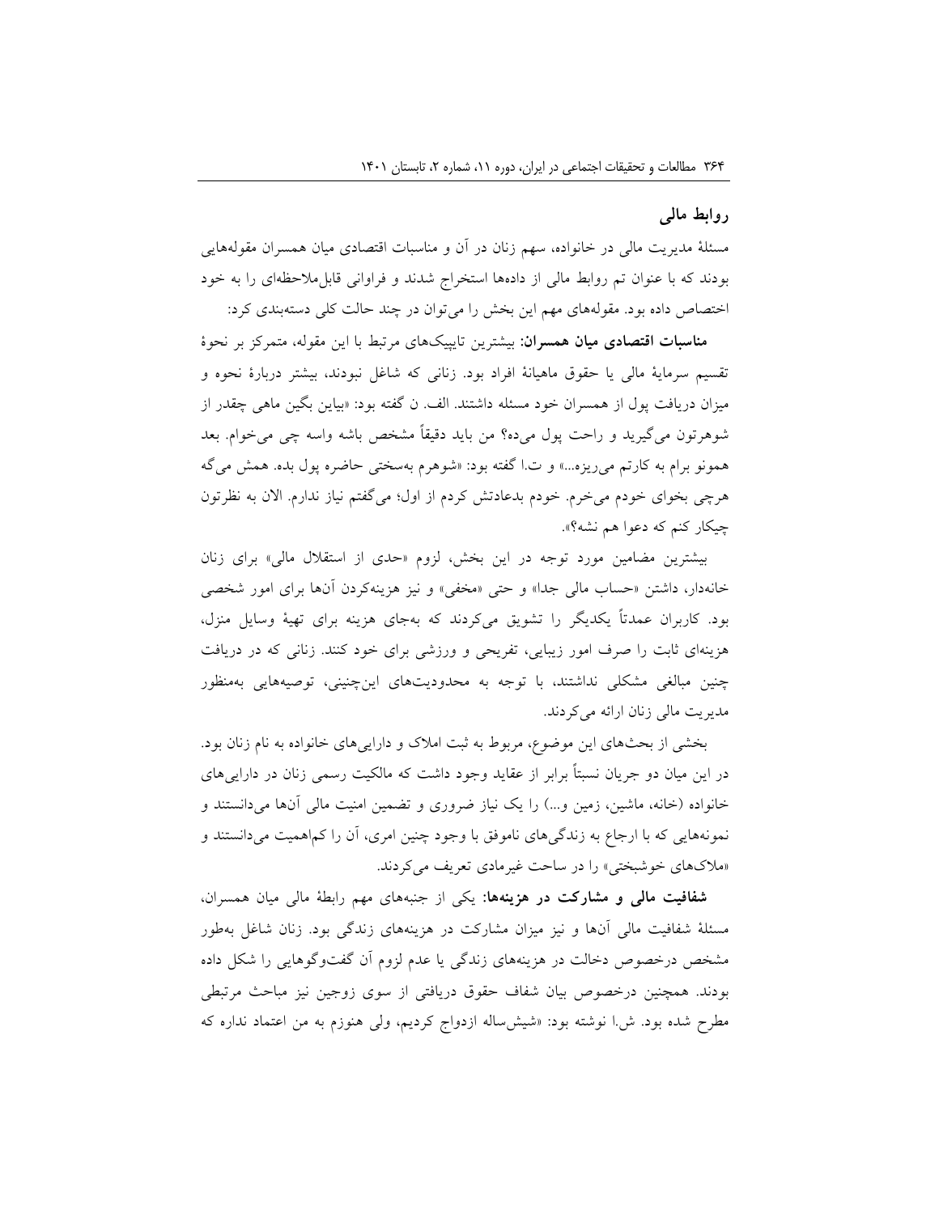## روابط مالی

مسئلهٔ مدیریت مالی در خانواده، سهم زنان در آن و مناسبات اقتصادی میان همسران مقوله‌هایی بودند که با عنوان تم روابط مالی از داده‌ها استخراج شدند و فراوانی قابل‌ملاحظه‌ای را به خود اختصاص داده بود. مقوله‌های مهم این بخش را می‌توان در چند حالت کلی دسته‌بندی کرد:

**مناسبات اقتصادی میان همسران:** بیشترین تاپیک‌های مرتبط با این مقوله، متمرکز بر نحوهٔ تقسیم سرمایهٔ مالی یا حقوق ماهیانهٔ افراد بود. زنانی که شاغل نبودند، بیشتر دربارهٔ نحوه و میزان دریافت پول از همسران خود مسئله داشتند. الف. ن گفته بود: «بیاین بگین ماهی چقدر از شوهرتون می‌گیرید و راحت پول می‌ده؟ من باید دقیقاً مشخص باشه واسه چی می‌خوام. بعد همونو برام به کارتم می‌ریزه...» و ت.ا گفته بود: «شوهرم به‌سختی حاضره پول بده. همش می‌گه هرچی بخوای خودم می‌خرم. خودم بدعادتش کردم از اول؛ می‌گفتم نیاز ندارم. الان به نظرتون چیکار کنم که دعوا هم نشه؟».

بیشترین مضامین مورد توجه در این بخش، لزوم «حدی از استقلال مالی» برای زنان خانه‌دار، داشتن «حساب مالی جدا» و حتی «مخفی» و نیز هزینه‌کردن آن‌ها برای امور شخصی بود. کاربران عمدتاً یکدیگر را تشویق می‌کردند که به‌جای هزینه برای تهیهٔ وسایل منزل، هزینه‌ای ثابت را صرف امور زیبایی، تفریحی و ورزشی برای خود کنند. زنانی که در دریافت چنین مبالغی مشکلی نداشتند، با توجه به محدودیت‌های این‌چنینی، توصیه‌هایی به‌منظور مدیریت مالی زنان ارائه می‌کردند.

بخشی از بحث‌های این موضوع، مربوط به ثبت املاک و دارایی‌های خانواده به نام زنان بود. در این میان دو جریان نسبتاً برابر از عقاید وجود داشت که مالکیت رسمی زنان در دارایی‌های خانواده (خانه، ماشین، زمین و...) را یک نیاز ضروری و تضمین امنیت مالی آن‌ها می‌دانستند و نمونه‌هایی که با ارجاع به زندگی‌های ناموفق با وجود چنین امری، آن را کم‌اهمیت می‌دانستند و «ملاک‌های خوشبختی» را در ساحت غیرمادی تعریف می‌کردند.

**شفافیت مالی و مشارکت در هزینه‌ها:** یکی از جنبه‌های مهم رابطهٔ مالی میان همسران، مسئلهٔ شفافیت مالی آن‌ها و نیز میزان مشارکت در هزینه‌های زندگی بود. زنان شاغل به‌طور مشخص درخصوص دخالت در هزینه‌های زندگی یا عدم لزوم آن گفت‌وگوهایی را شکل داده بودند. همچنین درخصوص بیان شفاف حقوق دریافتی از سوی زوجین نیز مباحث مرتبطی مطرح شده بود. ش.ا نوشته بود: «شیش‌ساله ازدواج کردیم، ولی هنوزم به من اعتماد نداره که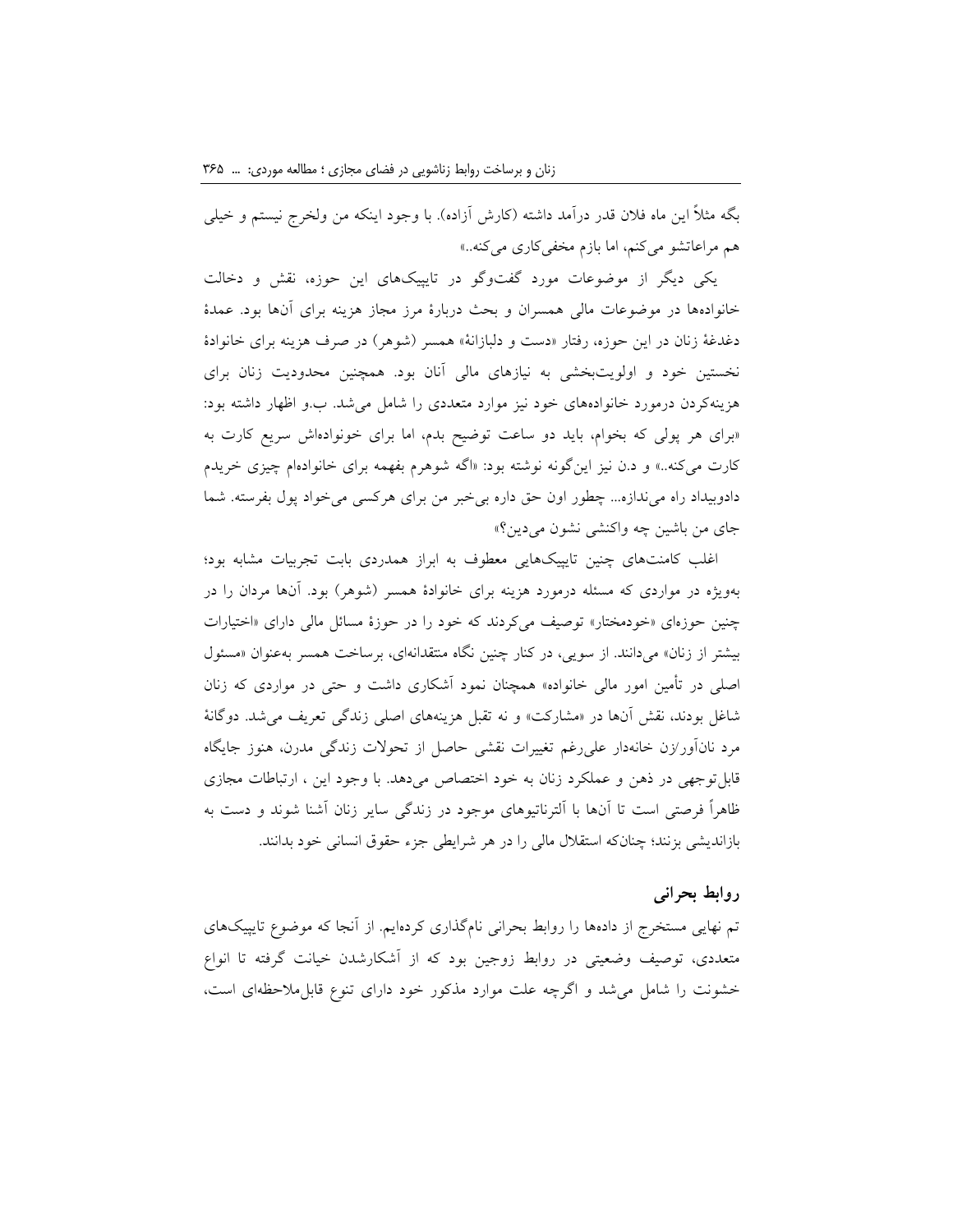بگه مثلاً این ماه فلان قدر درآمد داشته (کارش آزاده). با وجود اینکه من ولخرج نیستم و خیلی هم مراعاتشو می‌کنم، اما بازم مخفی‌کاری می‌کنه..»

یکی دیگر از موضوعات مورد گفت‌وگو در تاپیک‌های این حوزه، نقش و دخالت خانواده‌ها در موضوعات مالی همسران و بحث دربارهٔ مرز مجاز هزینه برای آن‌ها بود. عمدهٔ دغدغهٔ زنان در این حوزه، رفتار «دست و دلبازانهٔ» همسر (شوهر) در صرف هزینه برای خانوادهٔ نخستین خود و اولویت‌بخشی به نیازهای مالی آنان بود. همچنین محدودیت زنان برای هزینه‌کردن درمورد خانواده‌های خود نیز موارد متعددی را شامل می‌شد. ب.و اظهار داشته بود: «برای هر پولی که بخوام، باید دو ساعت توضیح بدم، اما برای خونواده‌اش سریع کارت به کارت می‌کنه..» و د.ن نیز این‌گونه نوشته بود: «اگه شوهرم بفهمه برای خانواده‌ام چیزی خریدم دادوبیداد راه می‌ندازه... چطور اون حق داره بی‌خبر من برای هرکسی می‌خواد پول بفرسته. شما جای من باشین چه واکنشی نشون می‌دین؟»

اغلب کامنت‌های چنین تاپیک‌هایی معطوف به ابراز همدردی بابت تجربیات مشابه بود؛ به‌ویژه در مواردی که مسئله درمورد هزینه برای خانوادهٔ همسر (شوهر) بود. آن‌ها مردان را در چنین حوزه‌ای «خودمختار» توصیف می‌کردند که خود را در حوزهٔ مسائل مالی دارای «اختیارات بیشتر از زنان» می‌دانند. از سویی، در کنار چنین نگاه منتقدانه‌ای، برساخت همسر به‌عنوان «مسئول اصلی در تأمین امور مالی خانواده» همچنان نمود آشکاری داشت و حتی در مواردی که زنان شاغل بودند، نقش آن‌ها در «مشارکت» و نه تقبل هزینه‌های اصلی زندگی تعریف می‌شد. دوگانهٔ مرد نان‌آور/زن خانه‌دار علی‌رغم تغییرات نقشی حاصل از تحولات زندگی مدرن، هنوز جایگاه قابل‌توجهی در ذهن و عملکرد زنان به خود اختصاص می‌دهد. با وجود این ، ارتباطات مجازی ظاهراً فرصتی است تا آن‌ها با آلترناتیوهای موجود در زندگی سایر زنان آشنا شوند و دست به بازاندیشی بزنند؛ چنان‌که استقلال مالی را در هر شرایطی جزء حقوق انسانی خود بدانند.

## روابط بحرانی

تم نهایی مستخرج از داده‌ها را روابط بحرانی نام‌گذاری کرده‌ایم. از آنجا که موضوع تاپیک‌های متعددی، توصیف وضعیتی در روابط زوجین بود که از آشکارشدن خیانت گرفته تا انواع خشونت را شامل می‌شد و اگرچه علت موارد مذکور خود دارای تنوع قابل‌ملاحظه‌ای است،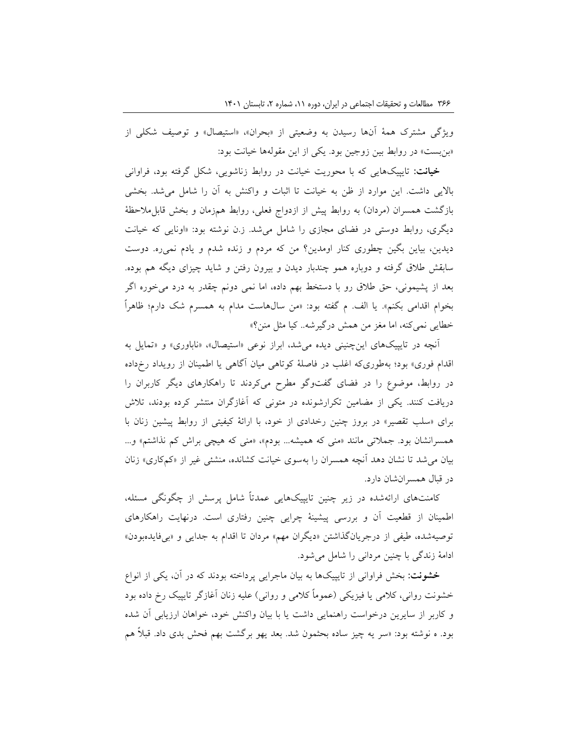ویژگی مشترک همهٔ آن‌ها رسیدن به وضعیتی از «بحران»، «استیصال» و توصیف شکلی از «بن‌بست» در روابط بین زوجین بود. یکی از این مقوله‌ها خیانت بود:

**خیانت:** تاپیک‌هایی که با محوریت خیانت در روابط زناشویی، شکل گرفته بود، فراوانی بالایی داشت. این موارد از ظن به خیانت تا اثبات و واکنش به آن را شامل می‌شد. بخشی بازگشت همسران (مردان) به روابط پیش از ازدواج فعلی، روابط هم‌زمان و بخش قابل‌ملاحظهٔ دیگری، روابط دوستی در فضای مجازی را شامل می‌شد. ز.ن نوشته بود: «اونایی که خیانت دیدین، بیاین بگین چطوری کنار اومدین؟ من که مردم و زنده شدم و یادم نمی‌ره. دوست سابقش طلاق گرفته و دوباره همو چندبار دیدن و بیرون رفتن و شاید چیزای دیگه هم بوده. بعد از پشیمونی، حق طلاق رو با دستخط بهم داده، اما نمی دونم چقدر به درد می‌خوره اگر بخوام اقدامی بکنم». یا الف. م گفته بود: «من سال‌هاست مدام به همسرم شک دارم؛ ظاهراً خطایی نمی‌کنه، اما مغز من همش درگیرشه.. کیا مثل منن؟»

آنچه در تاپیک‌های این‌چنینی دیده می‌شد، ابراز نوعی «استیصال»، «ناباوری» و «تمایل به اقدام فوری» بود؛ به‌طوری‌که اغلب در فاصلهٔ کوتاهی میان آگاهی یا اطمینان از رویداد رخ‌داده در روابط، موضوع را در فضای گفت‌وگو مطرح می‌کردند تا راهکارهای دیگر کاربران را دریافت کنند. یکی از مضامین تکرارشونده در متونی که آغازگران منتشر کرده بودند، تلاش برای «سلب تقصیر» در بروز چنین رخدادی از خود، با ارائهٔ کیفیتی از روابط پیشین زنان با همسرانشان بود. جملاتی مانند «منی که همیشه... بودم»، «منی که هیچی براش کم نذاشتم» و... بیان می‌شد تا نشان دهد آنچه همسران را به‌سوی خیانت کشانده، منشئی غیر از «کم‌کاری» زنان در قبال همسرانشان دارد.

کامنت‌های ارائه‌شده در زیر چنین تاپیک‌هایی عمدتاً شامل پرسش از چگونگی مسئله، اطمینان از قطعیت آن و بررسی پیشینهٔ چرایی چنین رفتاری است. درنهایت راهکارهای توصیه‌شده، طیفی از درجریان‌گذاشتن «دیگران مهم» مردان تا اقدام به جدایی و «بی‌فایده‌بودن» ادامهٔ زندگی با چنین مردانی را شامل می‌شود.

**خشونت:** بخش فراوانی از تاپیک‌ها به بیان ماجرایی پرداخته بودند که در آن، یکی از انواع خشونت روانی، کلامی یا فیزیکی (عموماً کلامی و روانی) علیه زنان آغازگر تاپیک رخ داده بود و کاربر از سایرین درخواست راهنمایی داشت یا با بیان واکنش خود، خواهان ارزیابی آن شده بود. ه نوشته بود: «سر یه چیز ساده بحثمون شد. بعد یهو برگشت بهم فحش بدی داد. قبلاً هم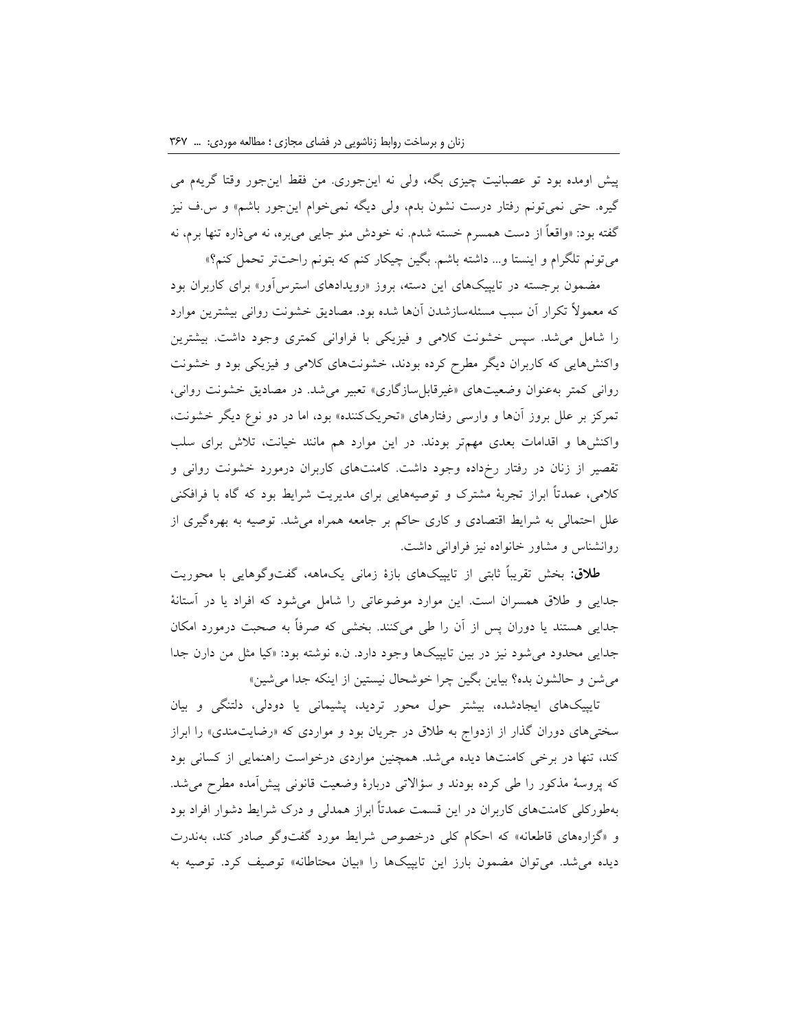پیش اومده بود تو عصبانیت چیزی بگه، ولی نه این‌جوری. من فقط این‌جور وقتا گریه‌م می گیره. حتی نمی‌تونم رفتار درست نشون بدم، ولی دیگه نمی‌خوام این‌جور باشم» و س.ف نیز گفته بود: «واقعاً از دست همسرم خسته شدم. نه خودش منو جایی می‌بره، نه می‌ذاره تنها برم، نه می‌تونم تلگرام و اینستا و... داشته باشم. بگین چیکار کنم که بتونم راحت‌تر تحمل کنم؟»

مضمون برجسته در تاپیک‌های این دسته، بروز «رویدادهای استرس‌آور» برای کاربران بود که معمولاً تکرار آن سبب مسئله‌سازشدن آن‌ها شده بود. مصادیق خشونت روانی بیشترین موارد را شامل می‌شد. سپس خشونت کلامی و فیزیکی با فراوانی کمتری وجود داشت. بیشترین واکنش‌هایی که کاربران دیگر مطرح کرده بودند، خشونت‌های کلامی و فیزیکی بود و خشونت روانی کمتر به‌عنوان وضعیت‌های «غیرقابل‌سازگاری» تعبیر می‌شد. در مصادیق خشونت روانی، تمرکز بر علل بروز آن‌ها و وارسی رفتارهای «تحریک‌کننده» بود، اما در دو نوع دیگر خشونت، واکنش‌ها و اقدامات بعدی مهم‌تر بودند. در این موارد هم مانند خیانت، تلاش برای سلب تقصیر از زنان در رفتار رخ‌داده وجود داشت. کامنت‌های کاربران درمورد خشونت روانی و کلامی، عمدتاً ابراز تجربهٔ مشترک و توصیه‌هایی برای مدیریت شرایط بود که گاه با فرافکنی علل احتمالی به شرایط اقتصادی و کاری حاکم بر جامعه همراه می‌شد. توصیه به بهره‌گیری از روانشناس و مشاور خانواده نیز فراوانی داشت.

**طلاق:** بخش تقریباً ثابتی از تاپیک‌های بازهٔ زمانی یک‌ماهه، گفت‌وگوهایی با محوریت جدایی و طلاق همسران است. این موارد موضوعاتی را شامل می‌شود که افراد یا در آستانهٔ جدایی هستند یا دوران پس از آن را طی می‌کنند. بخشی که صرفاً به صحبت درمورد امکان جدایی محدود می‌شود نیز در بین تاپیک‌ها وجود دارد. ن.ه نوشته بود: «کیا مثل من دارن جدا می‌شن و حالشون بده؟ بیاین بگین چرا خوشحال نیستین از اینکه جدا می‌شین»

تاپیک‌های ایجادشده، بیشتر حول محور تردید، پشیمانی یا دودلی، دلتنگی و بیان سختی‌های دوران گذار از ازدواج به طلاق در جریان بود و مواردی که «رضایت‌مندی» را ابراز کند، تنها در برخی کامنت‌ها دیده می‌شد. همچنین مواردی درخواست راهنمایی از کسانی بود که پروسهٔ مذکور را طی کرده بودند و سؤالاتی دربارهٔ وضعیت قانونی پیش‌آمده مطرح می‌شد. به‌طورکلی کامنت‌های کاربران در این قسمت عمدتاً ابراز همدلی و درک شرایط دشوار افراد بود و «گزاره‌های قاطعانه» که احکام کلی درخصوص شرایط مورد گفت‌وگو صادر کند، به‌ندرت دیده می‌شد. می‌توان مضمون بارز این تاپیک‌ها را «بیان محتاطانه» توصیف کرد. توصیه به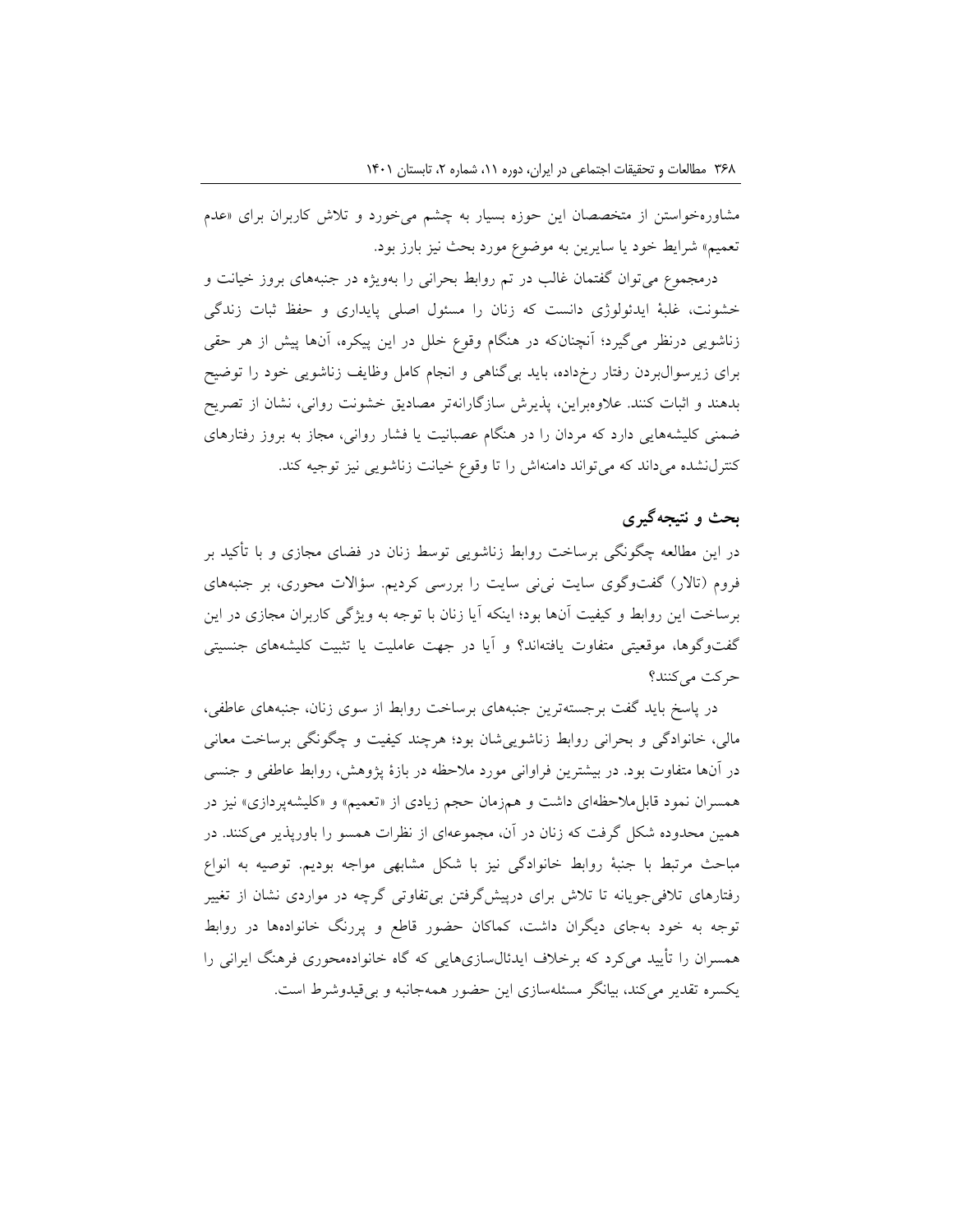مشاوره‌خواستن از متخصصان این حوزه بسیار به چشم می‌خورد و تلاش کاربران برای «عدم تعمیم» شرایط خود یا سایرین به موضوع مورد بحث نیز بارز بود.

درمجموع می‌توان گفتمان غالب در تم روابط بحرانی را به‌ویژه در جنبه‌های بروز خیانت و خشونت، غلبهٔ ایدئولوژی دانست که زنان را مسئول اصلی پایداری و حفظ ثبات زندگی زناشویی درنظر می‌گیرد؛ آنچنان‌که در هنگام وقوع خلل در این پیکره، آن‌ها پیش از هر حقی برای زیرسوال‌بردن رفتار رخ‌داده، باید بی‌گناهی و انجام کامل وظایف زناشویی خود را توضیح بدهند و اثبات کنند. علاوه‌براین، پذیرش سازگارانه‌تر مصادیق خشونت روانی، نشان از تصریح ضمنی کلیشه‌هایی دارد که مردان را در هنگام عصبانیت یا فشار روانی، مجاز به بروز رفتارهای کنترل‌نشده می‌داند که می‌تواند دامنه‌اش را تا وقوع خیانت زناشویی نیز توجیه کند.

## بحث و نتیجه‌گیری

در این مطالعه چگونگی برساخت روابط زناشویی توسط زنان در فضای مجازی و با تأکید بر فروم (تالار) گفت‌وگوی سایت نی‌نی سایت را بررسی کردیم. سؤالات محوری، بر جنبه‌های برساخت این روابط و کیفیت آن‌ها بود؛ اینکه آیا زنان با توجه به ویژگی کاربران مجازی در این گفت‌وگوها، موقعیتی متفاوت یافته‌اند؟ و آیا در جهت عاملیت یا تثبیت کلیشه‌های جنسیتی حرکت می‌کنند؟

در پاسخ باید گفت برجسته‌ترین جنبه‌های برساخت روابط از سوی زنان، جنبه‌های عاطفی، مالی، خانوادگی و بحرانی روابط زناشویی‌شان بود؛ هرچند کیفیت و چگونگی برساخت معانی در آن‌ها متفاوت بود. در بیشترین فراوانی مورد ملاحظه در بازهٔ پژوهش، روابط عاطفی و جنسی همسران نمود قابل‌ملاحظه‌ای داشت و هم‌زمان حجم زیادی از «تعمیم» و «کلیشه‌پردازی» نیز در همین محدوده شکل گرفت که زنان در آن، مجموعه‌ای از نظرات همسو را باورپذیر می‌کنند. در مباحث مرتبط با جنبهٔ روابط خانوادگی نیز با شکل مشابهی مواجه بودیم. توصیه به انواع رفتارهای تلافی‌جویانه تا تلاش برای درپیش‌گرفتن بی‌تفاوتی گرچه در مواردی نشان از تغییر توجه به خود به‌جای دیگران داشت، کماکان حضور قاطع و پررنگ خانواده‌ها در روابط همسران را تأیید می‌کرد که برخلاف ایدئال‌سازی‌هایی که گاه خانواده‌محوری فرهنگ ایرانی را یکسره تقدیر می‌کند، بیانگر مسئله‌سازی این حضور همه‌جانبه و بی‌قیدوشرط است.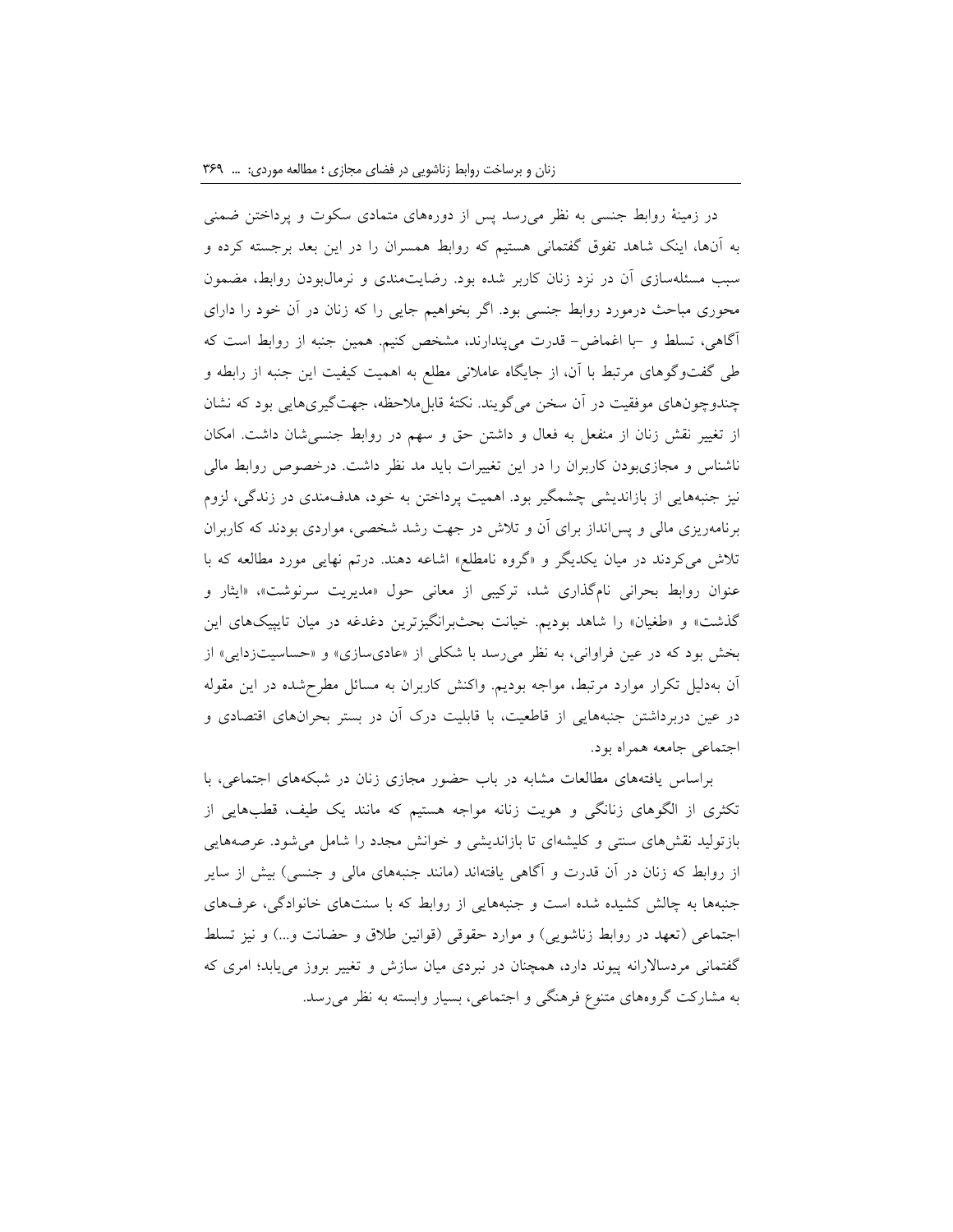در زمینهٔ روابط جنسی به نظر می‌رسد پس از دوره‌های متمادی سکوت و پرداختن ضمنی به آن‌ها، اینک شاهد تفوق گفتمانی هستیم که روابط همسران را در این بعد برجسته کرده و سبب مسئله‌سازی آن در نزد زنان کاربر شده بود. رضایت‌مندی و نرمال‌بودن روابط، مضمون محوری مباحث درمورد روابط جنسی بود. اگر بخواهیم جایی را که زنان در آن خود را دارای آگاهی، تسلط و –با اغماض– قدرت می‌پندارند، مشخص کنیم. همین جنبه از روابط است که طی گفت‌وگوهای مرتبط با آن، از جایگاه عاملانی مطلع به اهمیت کیفیت این جنبه از رابطه و چندوچون‌های موفقیت در آن سخن می‌گویند. نکتهٔ قابل‌ملاحظه، جهت‌گیری‌هایی بود که نشان از تغییر نقش زنان از منفعل به فعال و داشتن حق و سهم در روابط جنسی‌شان داشت. امکان ناشناس و مجازی‌بودن کاربران را در این تغییرات باید مد نظر داشت. درخصوص روابط مالی نیز جنبه‌هایی از بازاندیشی چشمگیر بود. اهمیت پرداختن به خود، هدف‌مندی در زندگی، لزوم برنامه‌ریزی مالی و پس‌انداز برای آن و تلاش در جهت رشد شخصی، مواردی بودند که کاربران تلاش می‌کردند در میان یکدیگر و «گروه نامطلع» اشاعه دهند. درتم نهایی مورد مطالعه که با عنوان روابط بحرانی نام‌گذاری شد، ترکیبی از معانی حول «مدیریت سرنوشت»، «ایثار و گذشت» و «طغیان» را شاهد بودیم. خیانت بحث‌برانگیزترین دغدغه در میان تاپیک‌های این بخش بود که در عین فراوانی، به نظر می‌رسد با شکلی از «عادی‌سازی» و «حساسیت‌زدایی» از آن به‌دلیل تکرار موارد مرتبط، مواجه بودیم. واکنش کاربران به مسائل مطرح‌شده در این مقوله در عین دربرداشتن جنبه‌هایی از قاطعیت، با قابلیت درک آن در بستر بحران‌های اقتصادی و اجتماعی جامعه همراه بود.

براساس یافته‌های مطالعات مشابه در باب حضور مجازی زنان در شبکه‌های اجتماعی، با تکثری از الگوهای زنانگی و هویت زنانه مواجه هستیم که مانند یک طیف، قطب‌هایی از بازتولید نقش‌های سنتی و کلیشه‌ای تا بازاندیشی و خوانش مجدد را شامل می‌شود. عرصه‌هایی از روابط که زنان در آن قدرت و آگاهی یافته‌اند (مانند جنبه‌های مالی و جنسی) بیش از سایر جنبه‌ها به چالش کشیده شده است و جنبه‌هایی از روابط که با سنت‌های خانوادگی، عرف‌های اجتماعی (تعهد در روابط زناشویی) و موارد حقوقی (قوانین طلاق و حضانت و...) و نیز تسلط گفتمانی مردسالارانه پیوند دارد، همچنان در نبردی میان سازش و تغییر بروز می‌یابد؛ امری که به مشارکت گروه‌های متنوع فرهنگی و اجتماعی، بسیار وابسته به نظر می‌رسد.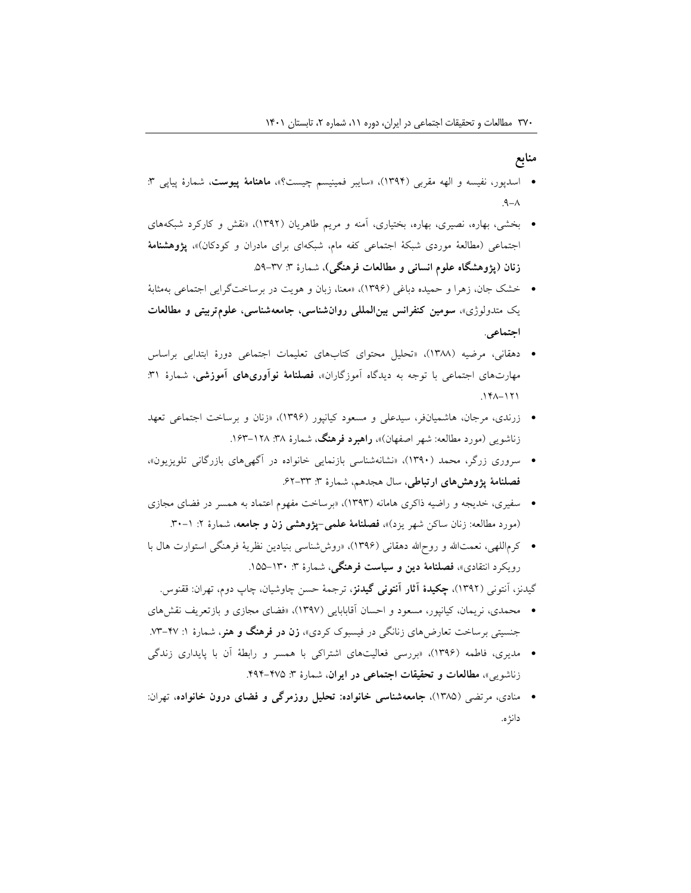## منابع

- اسدپور، نفیسه و الهه مقربی (۱۳۹۴)، «سایبر فمینیسم چیست؟»، **ماهنامهٔ پیوست**، شمارهٔ پیاپی ۳: ۸-۹.
- بخشی، بهاره، نصیری، بهاره، بختیاری، آمنه و مریم طاهریان (۱۳۹۲)، «نقش و کارکرد شبکه‌های اجتماعی (مطالعهٔ موردی شبکهٔ اجتماعی کفه مام، شبکه‌ای برای مادران و کودکان)»، **پژوهشنامهٔ زنان (پژوهشگاه علوم انسانی و مطالعات فرهنگی)**، شمارهٔ ۳: ۳۷-۵۹.
- خشک جان، زهرا و حمیده دباغی (۱۳۹۶)، «معنا، زبان و هویت در برساخت‌گرایی اجتماعی به‌مثابهٔ یک متدولوژی»، **سومین کنفرانس بین‌المللی روان‌شناسی، جامعه‌شناسی، علوم‌تربیتی و مطالعات اجتماعی**.
- دهقانی، مرضیه (۱۳۸۸)، «تحلیل محتوای کتاب‌های تعلیمات اجتماعی دورهٔ ابتدایی براساس مهارت‌های اجتماعی با توجه به دیدگاه آموزگاران»، **فصلنامهٔ نوآوری‌های آموزشی**، شمارهٔ ۳۱: ۱۲۱-۱۴۸.
- زرندی، مرجان، هاشمیان‌فر، سیدعلی و مسعود کیانپور (۱۳۹۶)، «زنان و برساخت اجتماعی تعهد زناشویی (مورد مطالعه: شهر اصفهان)»، **راهبرد فرهنگ**، شمارهٔ ۳۸: ۱۲۸-۱۶۳.
- سروری زرگر، محمد (۱۳۹۰)، «نشانه‌شناسی بازنمایی خانواده در آگهی‌های بازرگانی تلویزیون»، **فصلنامهٔ پژوهش‌های ارتباطی**، سال هجدهم، شمارهٔ ۳: ۳۳-۶۲.
- سفیری، خدیجه و راضیه ذاکری هامانه (۱۳۹۳)، «برساخت مفهوم اعتماد به همسر در فضای مجازی (مورد مطالعه: زنان ساکن شهر یزد)»، **فصلنامهٔ علمی-پژوهشی زن و جامعه**، شمارهٔ ۲: ۱-۳۰.
- کرم‌اللهی، نعمت‌الله و روح‌الله دهقانی (۱۳۹۶)، «روش‌شناسی بنیادین نظریهٔ فرهنگی استوارت هال با رویکرد انتقادی»، **فصلنامهٔ دین و سیاست فرهنگی**، شمارهٔ ۳: ۱۳۰-۱۵۵.

گیدنز، آنتونی (۱۳۹۲)، **چکیدهٔ آثار آنتونی گیدنز**، ترجمهٔ حسن چاوشیان، چاپ دوم، تهران: ققنوس.

- محمدی، نریمان، کیانپور، مسعود و احسان آقابابایی (۱۳۹۷)، «فضای مجازی و بازتعریف نقش‌های جنسیتی برساخت تعارض‌های زنانگی در فیسبوک کردی»، **زن در فرهنگ و هنر**، شمارهٔ ۱: ۴۷-۷۳.
- مدیری، فاطمه (۱۳۹۶)، «بررسی فعالیت‌های اشتراکی با همسر و رابطهٔ آن با پایداری زندگی زناشویی»، **مطالعات و تحقیقات اجتماعی در ایران**، شمارهٔ ۳: ۴۷۵-۴۹۴.
- منادی، مرتضی (۱۳۸۵)، **جامعه‌شناسی خانواده: تحلیل روزمرگی و فضای درون خانواده**، تهران: دانژه.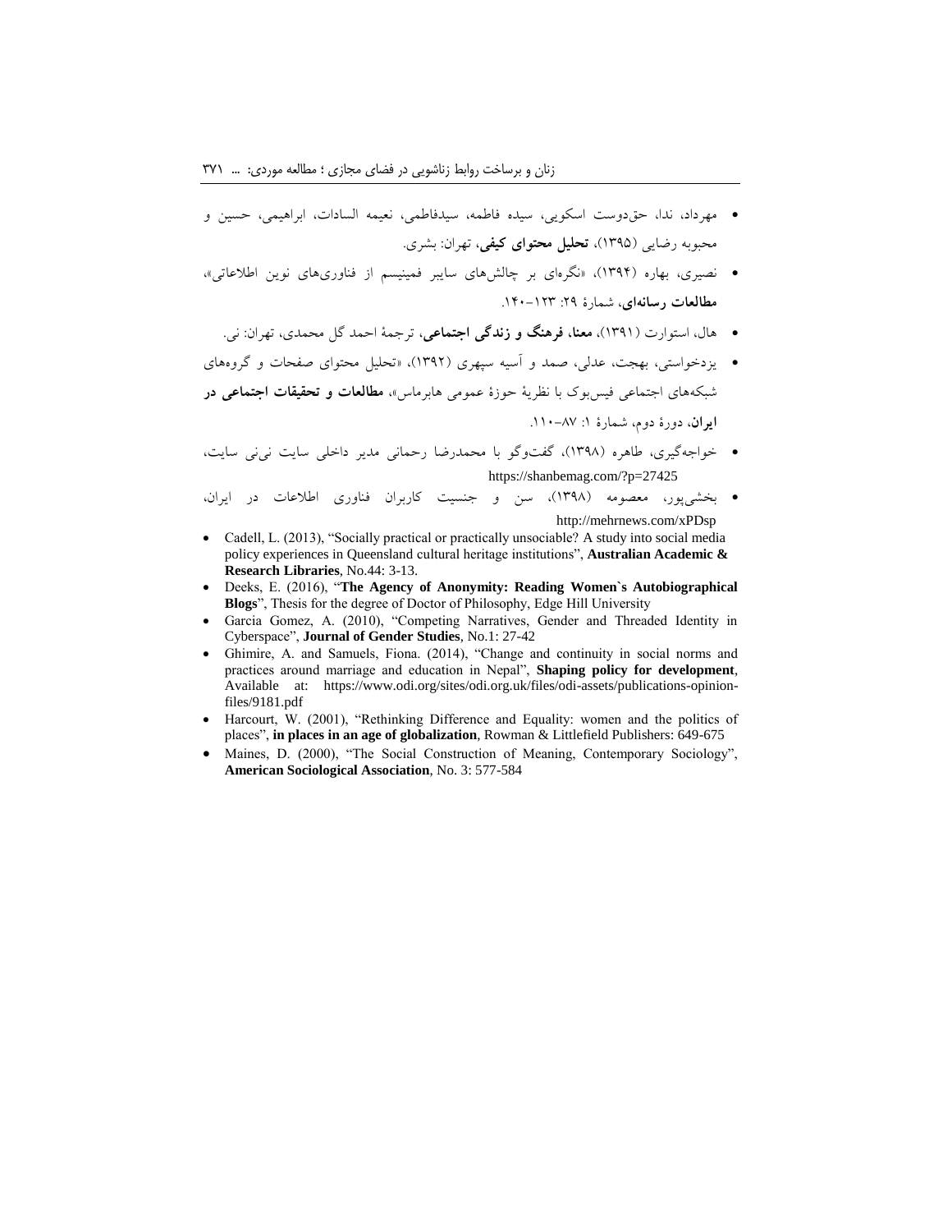- مهرداد، ندا، حق‌دوست اسکویی، سیده فاطمه، سیدفاطمی، نعیمه السادات، ابراهیمی، حسین و محبوبه رضایی (۱۳۹۵)، **تحلیل محتوای کیفی**، تهران: بشری.
- نصیری، بهاره (۱۳۹۴)، «نگره‌ای بر چالش‌های سایبر فمینیسم از فناوری‌های نوین اطلاعاتی»، **مطالعات رسانه‌ای**، شمارهٔ ۲۹: ۱۲۳-۱۴۰.
- هال، استوارت (۱۳۹۱)، **معنا، فرهنگ و زندگی اجتماعی**، ترجمهٔ احمد گل محمدی، تهران: نی.
- یزدخواستی، بهجت، عدلی، صمد و آسیه سپهری (۱۳۹۲)، «تحلیل محتوای صفحات و گروه‌های شبکه‌های اجتماعی فیس‌بوک با نظریهٔ حوزهٔ عمومی هابرماس»، **مطالعات و تحقیقات اجتماعی در ایران**، دورهٔ دوم، شمارهٔ ۱: ۸۷-۱۱۰.
- خواجه‌گیری، طاهره (۱۳۹۸)، گفت‌وگو با محمدرضا رحمانی مدیر داخلی سایت نی‌نی سایت، https://shanbemag.com/?p=27425
- بخشی‌پور، معصومه (۱۳۹۸)، سن و جنسیت کاربران فناوری اطلاعات در ایران، http://mehrnews.com/xPDsp
- Cadell, L. (2013), "Socially practical or practically unsociable? A study into social media policy experiences in Queensland cultural heritage institutions", **Australian Academic & Research Libraries**, No.44: 3-13.
- Deeks, E. (2016), "**The Agency of Anonymity: Reading Women`s Autobiographical Blogs**", Thesis for the degree of Doctor of Philosophy, Edge Hill University
- Garcia Gomez, A. (2010), "Competing Narratives, Gender and Threaded Identity in Cyberspace", **Journal of Gender Studies**, No.1: 27-42
- Ghimire, A. and Samuels, Fiona. (2014), "Change and continuity in social norms and practices around marriage and education in Nepal", **Shaping policy for development**, Available at: https://www.odi.org/sites/odi.org.uk/files/odi-assets/publications-opinion-files/9181.pdf
- Harcourt, W. (2001), "Rethinking Difference and Equality: women and the politics of places", **in places in an age of globalization**, Rowman & Littlefield Publishers: 649-675
- Maines, D. (2000), "The Social Construction of Meaning, Contemporary Sociology", **American Sociological Association**, No. 3: 577-584